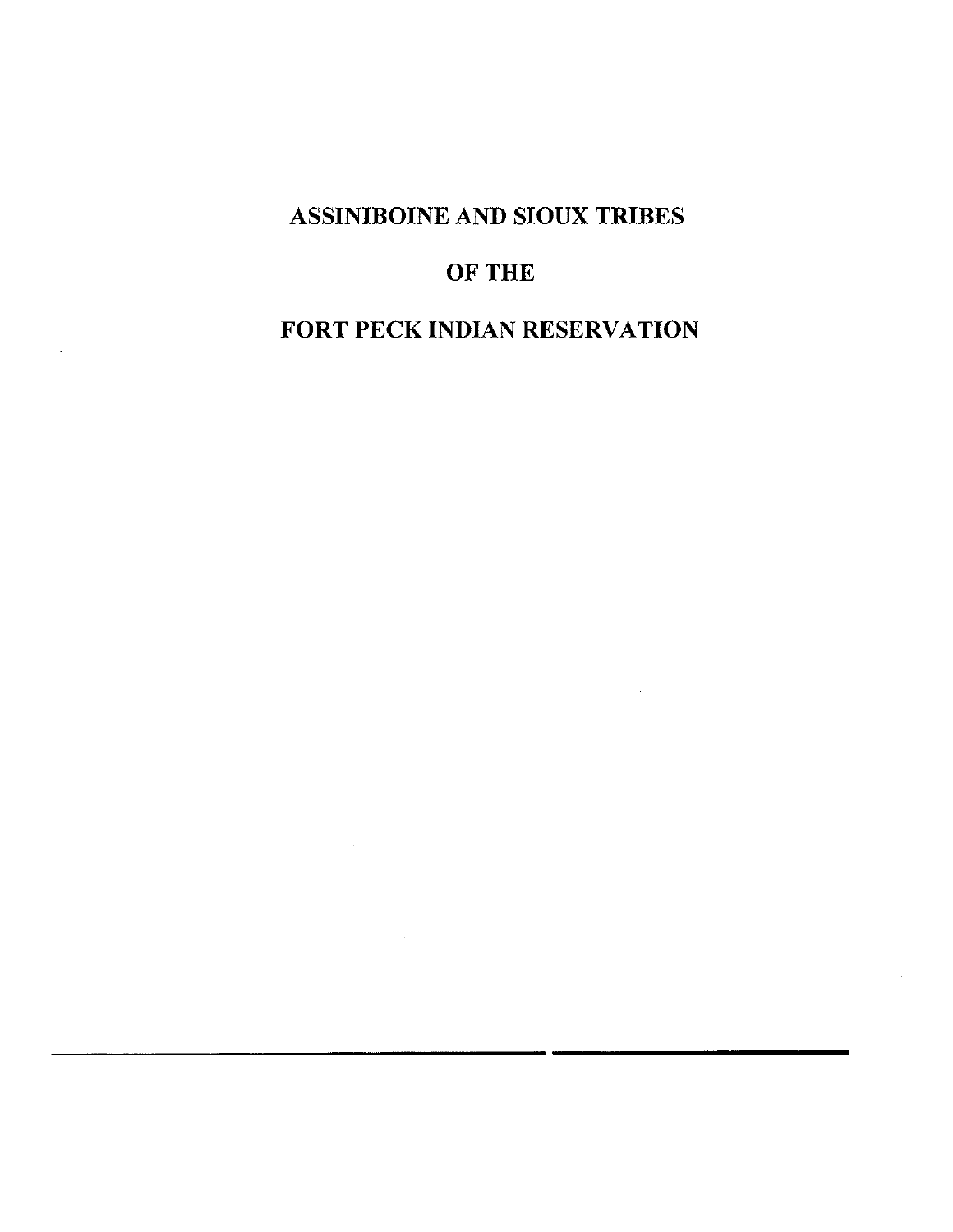# ASSINIBOINE AND SIOUX TRIBES

# OF THE

# FORT PECK INDIAN RESERVATION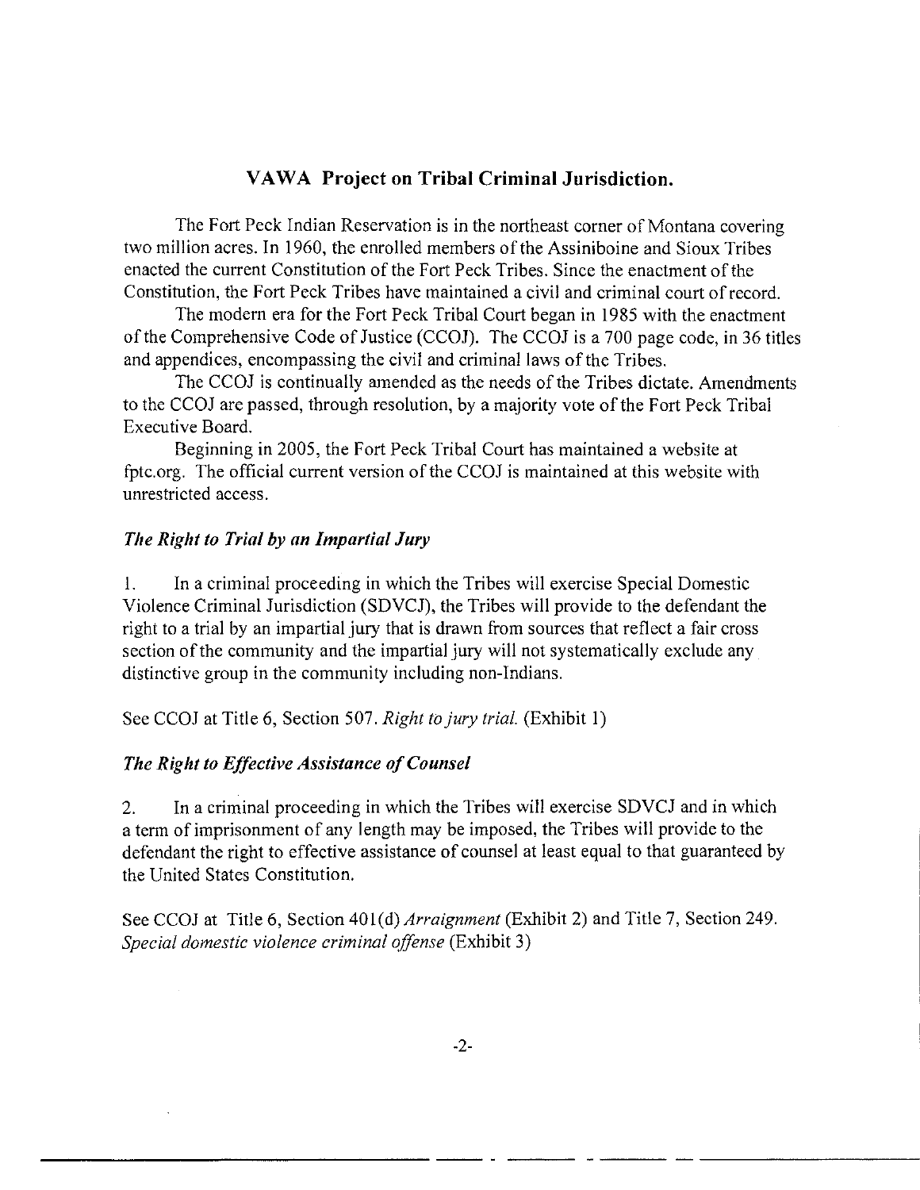## VAWA Project on Tribal Criminal Jurisdiction.

The Fort Peck Indian Reservation is in the northeast corner of Montana covering two million acres. In 1960, the enrolled members of the Assiniboine and Sioux Tribes enacted the current Constitution of the Fort Peck Tribes. Since the enactment of the Constitution, the Fort Peck Tribes have maintained a civil and criminal court of record.

The modern era for the Fort Peck Tribal Court began in 1985 with the enactment of the Comprehensive Code of Justice (CCOJ). The CCOJ is a 700 page code, in 36 titles and appendices, encompassing the civil and criminal laws of the Tribes.

The CCOJ is continually amended as the needs of the Tribes dictate. Amendments to the CCOJ are passed, through resolution, by a majority vote of the Fort Peck Tribal Executive Board.

Beginning in 2005, the Fort Peck Tribal Court has maintained a website at fptc.org. The official current version of the CCOJ is maintained at this website with unrestricted access.

### *The Right to Trial by an Impartial Jury*

1. In a criminal proceeding in which the Tribes will exercise Special Domestic Violence Criminal Jurisdiction (SDVCJ), the Tribes will provide to the defendant the right to a trial by an impartial jury that is drawn from sources that reflect a fair cross section of the community and the impartial jury will not systematically exclude any distinctive group in the community including non-Indians.

See CCOJ at Title 6, Section 507. *Right to jury trial.* (Exhibit 1)

### *The Right to Effective Assistance of Counsel*

2. In a criminal proceeding in which the Tribes will exercise SDVCJ and in which a term of imprisonment of any length may be imposed, the Tribes will provide to the defendant the right to effective assistance of counsel at least equal to that guaranteed by the United States Constitution.

See CCOJ at Title 6, Section 401(d) *Arraignment* (Exhibit 2) and Title 7, Section 249. *Special domestic violence criminal offense* (Exhibit 3)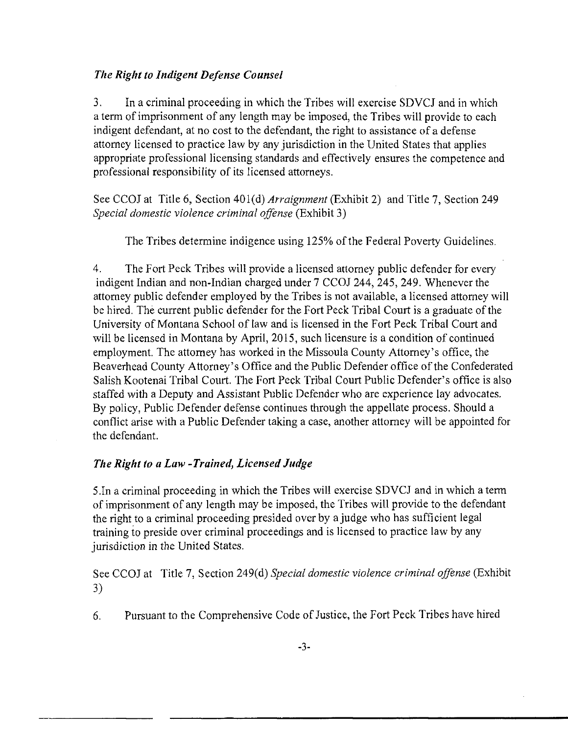### *The Right to Indigent Defense Counsel*

3. In a criminal proceeding in which the Tribes will exercise SDVCJ and in which a term of imprisonment of any length may be imposed, the Tribes will provide to each indigent defendant, at no cost to the defendant, the right to assistance of a defense attorney licensed to practice law by any jurisdiction in the United States that applies appropriate professional licensing standards and effectively ensures the competence and professional responsibility of its licensed attorneys.

See CCOJ at Title 6, Section 401(d) *Arraignment* (Exhibit 2) and Title 7, Section 249 *Special domestic violence criminal offense* (Exhibit 3)

The Tribes determine indigence using 125% of the Federal Poverty Guidelines.

4. The Fort Peck Tribes will provide a licensed attorney public defender for every indigent Indian and non-Indian charged under 7 CCOJ 244, 245, 249. Whenever the attorney public defender employed by the Tribes is not available, a licensed attorney will be hired. The current public defender for the Fort Peck Tribal Court is a graduate of the University of Montana School of law and is licensed in the Fort Peck Tribal Court and will be licensed in Montana by April, 2015, such licensure is a condition of continued employment. The attorney has worked in the Missoula County Attorney's office, the Beaverhead County Attorney's Office and the Public Defender office of the Confederated Salish Kootenai Tribal Court. The Fort Peck Tribal Court Public Defender's office is also staffed with a Deputy and Assistant Public Defender who are experience lay advocates. By policy, Public Defender defense continues through the appellate process. Should a conflict arise with a Public Defender taking a case, another attorney will be appointed for the defendant.

### *The Right to a Law -Trained, Licensed Judge*

5.In a criminal proceeding in which the Tribes will exercise SDVCJ and in which a term of imprisonment of any length may be imposed, the Tribes will provide to the defendant the right to a criminal proceeding presided over by a judge who has sufficient legal training to preside over criminal proceedings and is licensed to practice law by any jurisdiction in the United States.

See CCOJ at Title 7, Section 249(d) *Special domestic violence criminal offense* (Exhibit 3)

6. Pursuant to the Comprehensive Code of Justice, the Fort Peck Tribes have hired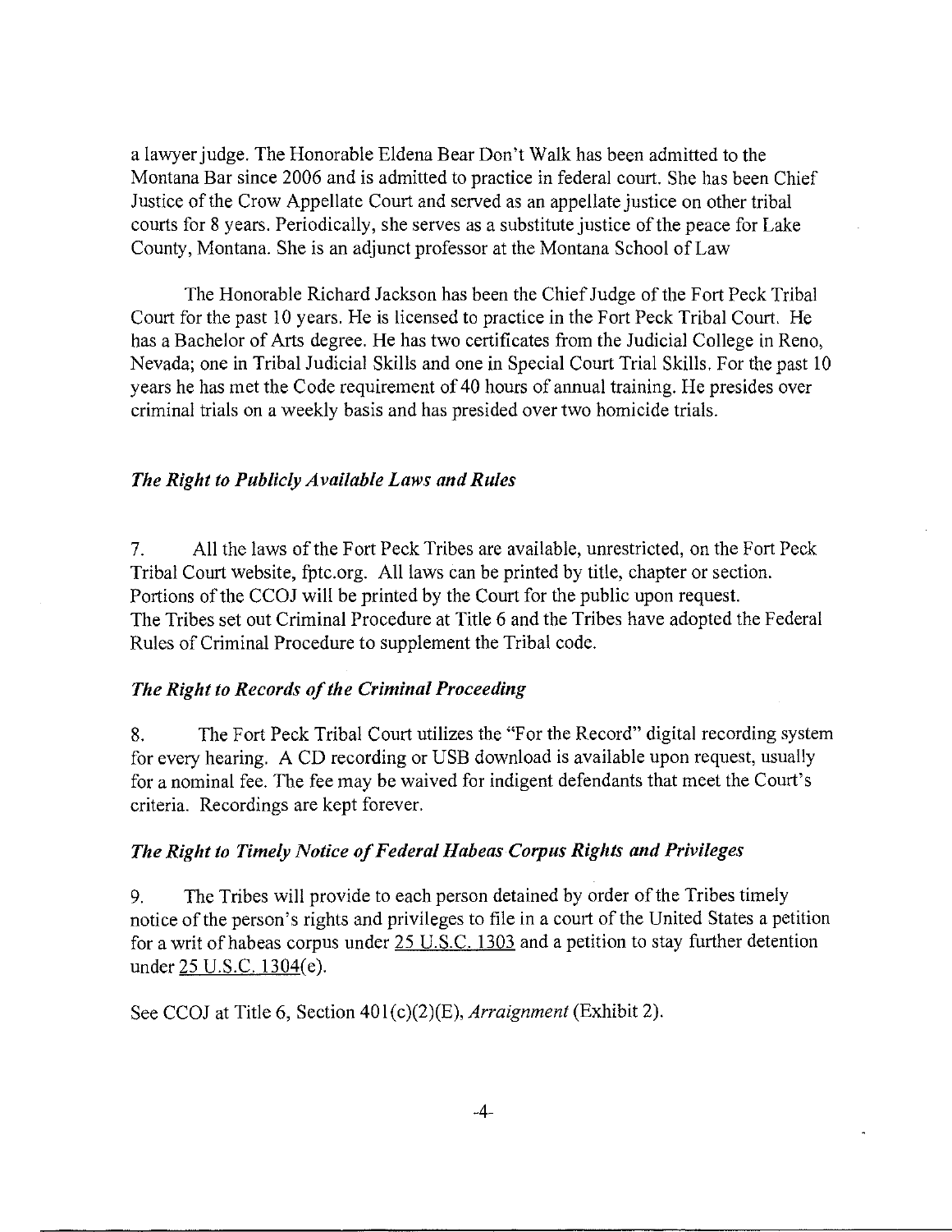a lawyer judge. The Honorable Eldena Bear Don't Walk has been admitted to the Montana Bar since 2006 and is admitted to practice in federal court. She has been Chief Justice of the Crow Appellate Court and served as an appellate justice on other tribal courts for 8 years. Periodically, she serves as a substitute justice of the peace for Lake County, Montana. She is an adjunct professor at the Montana School of Law

The Honorable Richard Jackson has been the Chief Judge of the Fort Peck Tribal Court for the past 10 years. He is licensed to practice in the Fort Peck Tribal Court. He has a Bachelor of Arts degree. He has two certificates from the Judicial College in Reno, Nevada; one in Tribal Judicial Skills and one in Special Court Trial Skills. For the past 10 years he has met the Code requirement of 40 hours of annual training. He presides over criminal trials on a weekly basis and has presided over two homicide trials.

***The Right to Publicly Available Laws and Rules***

7. All the laws of the Fort Peck Tribes are available, unrestricted, on the Fort Peck Tribal Court website, fptc.org. All laws can be printed by title, chapter or section. Portions of the CCOJ will be printed by the Court for the public upon request. The Tribes set out Criminal Procedure at Title 6 and the Tribes have adopted the Federal Rules of Criminal Procedure to supplement the Tribal code.

***The Right to Records of the Criminal Proceeding***

8. The Fort Peck Tribal Court utilizes the "For the Record" digital recording system for every hearing. A CD recording or USB download is available upon request, usually for a nominal fee. The fee may be waived for indigent defendants that meet the Court's criteria. Recordings are kept forever.

***The Right to Timely Notice of Federal Habeas Corpus Rights and Privileges***

9. The Tribes will provide to each person detained by order of the Tribes timely notice of the person's rights and privileges to file in a court of the United States a petition for a writ of habeas corpus under 25 U.S.C. 1303 and a petition to stay further detention under 25 U.S.C. 1304(e).

See CCOJ at Title 6, Section 401(c)(2)(E), *Arraignment* (Exhibit 2).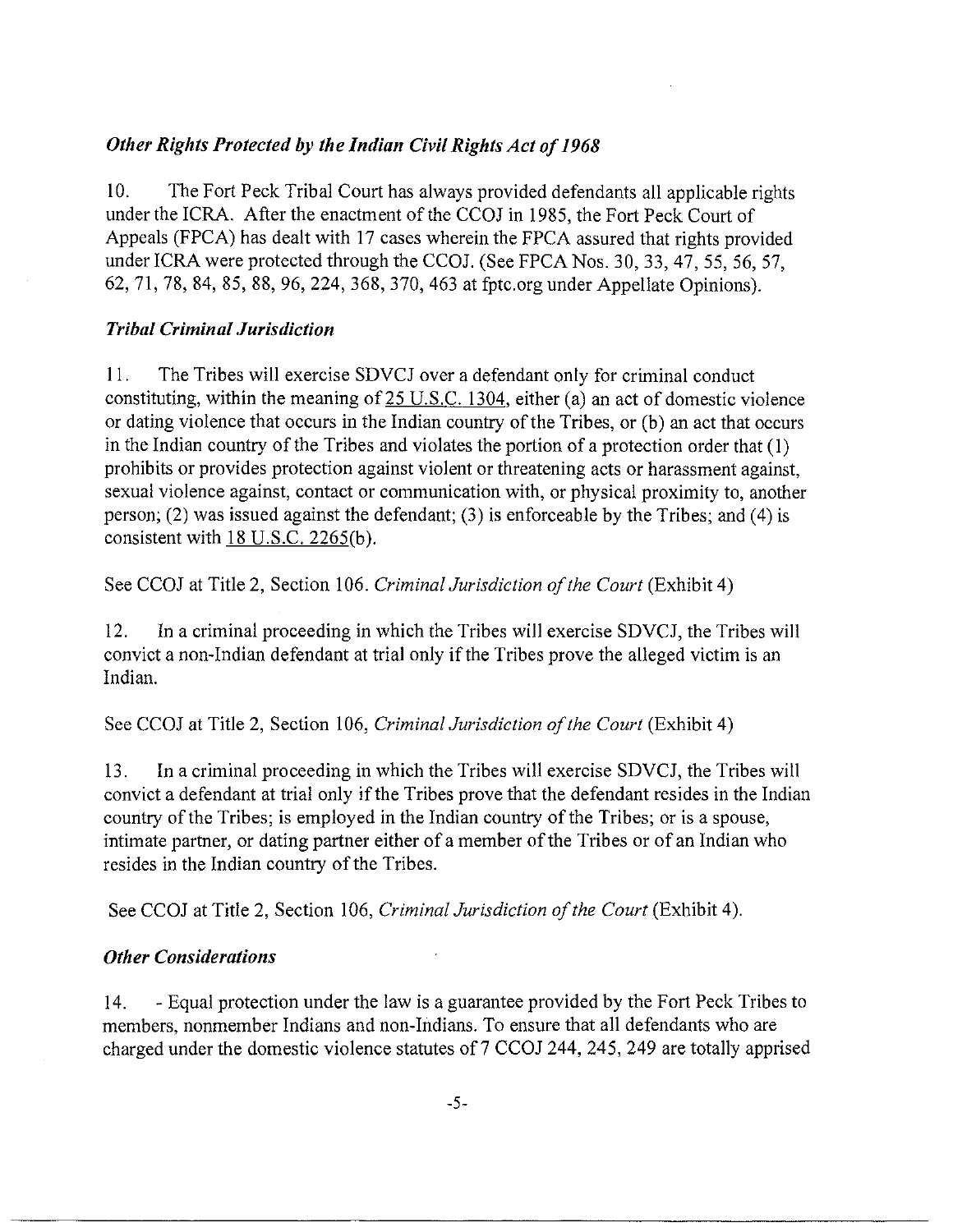### *Other Rights Protected by the Indian Civil Rights Act of 1968*

10. The Fort Peck Tribal Court has always provided defendants all applicable rights under the ICRA. After the enactment of the CCOJ in 1985, the Fort Peck Court of Appeals (FPCA) has dealt with 17 cases wherein the FPCA assured that rights provided under ICRA were protected through the CCOJ. (See FPCA Nos. 30, 33, 47, 55, 56, 57, 62, 71, 78, 84, 85, 88, 96, 224, 368, 370, 463 at fptc.org under Appellate Opinions).

### *Tribal Criminal Jurisdiction*

11. The Tribes will exercise SDVCJ over a defendant only for criminal conduct constituting, within the meaning of 25 U.S.C. 1304, either (a) an act of domestic violence or dating violence that occurs in the Indian country of the Tribes, or (b) an act that occurs in the Indian country of the Tribes and violates the portion of a protection order that (1) prohibits or provides protection against violent or threatening acts or harassment against, sexual violence against, contact or communication with, or physical proximity to, another person; (2) was issued against the defendant; (3) is enforceable by the Tribes; and (4) is consistent with 18 U.S.C. 2265(b).

See CCOJ at Title 2, Section 106. *Criminal Jurisdiction of the Court* (Exhibit 4)

12. In a criminal proceeding in which the Tribes will exercise SDVCJ, the Tribes will convict a non-Indian defendant at trial only if the Tribes prove the alleged victim is an Indian.

See CCOJ at Title 2, Section 106, *Criminal Jurisdiction of the Court* (Exhibit 4)

13. In a criminal proceeding in which the Tribes will exercise SDVCJ, the Tribes will convict a defendant at trial only if the Tribes prove that the defendant resides in the Indian country of the Tribes; is employed in the Indian country of the Tribes; or is a spouse, intimate partner, or dating partner either of a member of the Tribes or of an Indian who resides in the Indian country of the Tribes.

See CCOJ at Title 2, Section 106, *Criminal Jurisdiction of the Court* (Exhibit 4).

### *Other Considerations*

14. - Equal protection under the law is a guarantee provided by the Fort Peck Tribes to members, nonmember Indians and non-Indians. To ensure that all defendants who are charged under the domestic violence statutes of 7 CCOJ 244, 245, 249 are totally apprised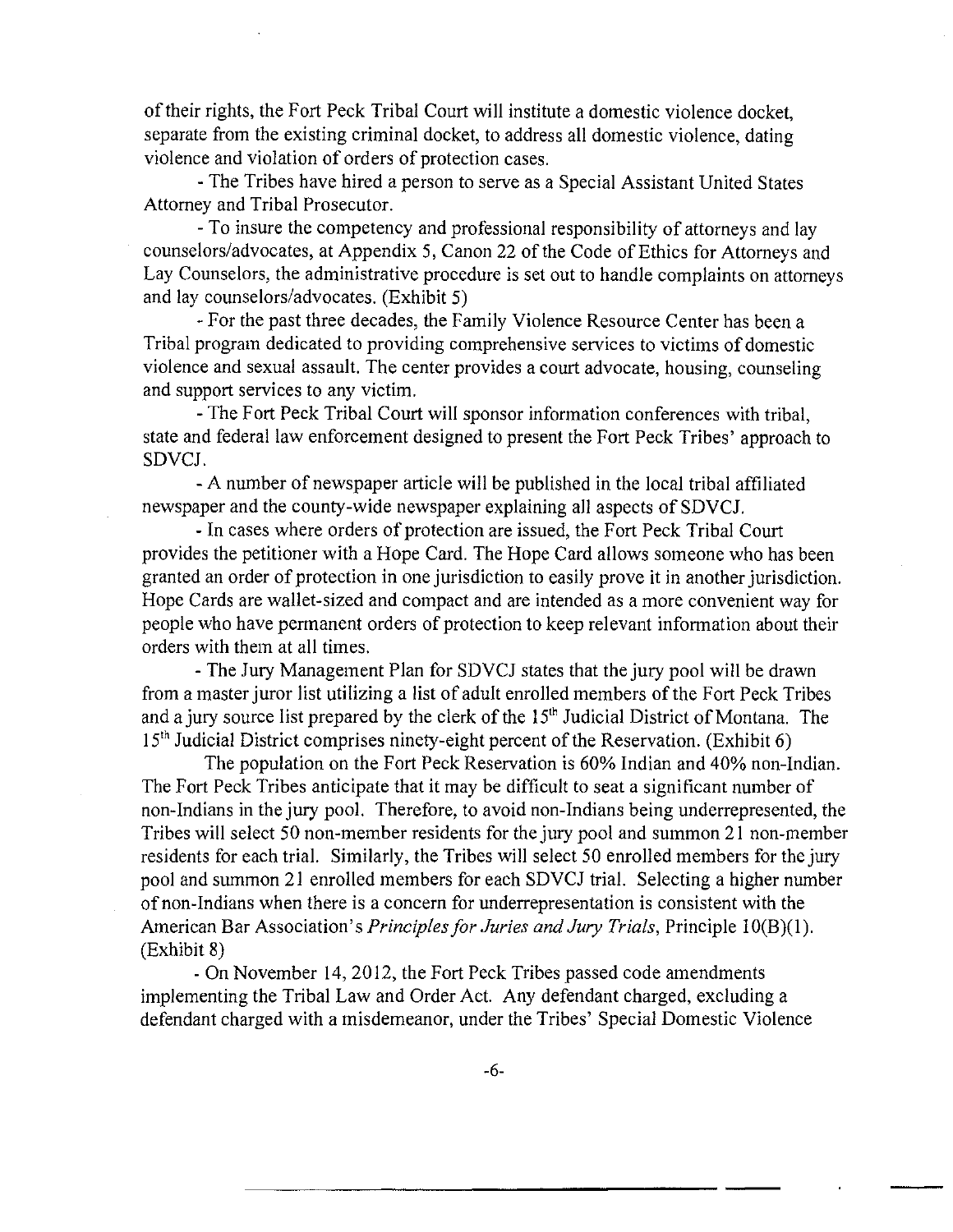of their rights, the Fort Peck Tribal Court will institute a domestic violence docket, separate from the existing criminal docket, to address all domestic violence, dating violence and violation of orders of protection cases.

- The Tribes have hired a person to serve as a Special Assistant United States Attorney and Tribal Prosecutor.

- To insure the competency and professional responsibility of attorneys and lay counselors/advocates, at Appendix 5, Canon 22 of the Code of Ethics for Attorneys and Lay Counselors, the administrative procedure is set out to handle complaints on attorneys and lay counselors/advocates. (Exhibit 5)

- For the past three decades, the Family Violence Resource Center has been a Tribal program dedicated to providing comprehensive services to victims of domestic violence and sexual assault. The center provides a court advocate, housing, counseling and support services to any victim.

- The Fort Peck Tribal Court will sponsor information conferences with tribal, state and federal law enforcement designed to present the Fort Peck Tribes' approach to SDVCJ.

- A number of newspaper article will be published in the local tribal affiliated newspaper and the county-wide newspaper explaining all aspects of SDVCJ.

- In cases where orders of protection are issued, the Fort Peck Tribal Court provides the petitioner with a Hope Card. The Hope Card allows someone who has been granted an order of protection in one jurisdiction to easily prove it in another jurisdiction. Hope Cards are wallet-sized and compact and are intended as a more convenient way for people who have permanent orders of protection to keep relevant information about their orders with them at all times.

- The Jury Management Plan for SDVCJ states that the jury pool will be drawn from a master juror list utilizing a list of adult enrolled members of the Fort Peck Tribes and a jury source list prepared by the clerk of the 15th Judicial District of Montana. The 15th Judicial District comprises ninety-eight percent of the Reservation. (Exhibit 6)

The population on the Fort Peck Reservation is 60% Indian and 40% non-Indian. The Fort Peck Tribes anticipate that it may be difficult to seat a significant number of non-Indians in the jury pool. Therefore, to avoid non-Indians being underrepresented, the Tribes will select 50 non-member residents for the jury pool and summon 21 non-member residents for each trial. Similarly, the Tribes will select 50 enrolled members for the jury pool and summon 21 enrolled members for each SDVCJ trial. Selecting a higher number of non-Indians when there is a concern for underrepresentation is consistent with the American Bar Association's *Principles for Juries and Jury Trials*, Principle 10(B)(1). (Exhibit 8)

- On November 14, 2012, the Fort Peck Tribes passed code amendments implementing the Tribal Law and Order Act. Any defendant charged, excluding a defendant charged with a misdemeanor, under the Tribes' Special Domestic Violence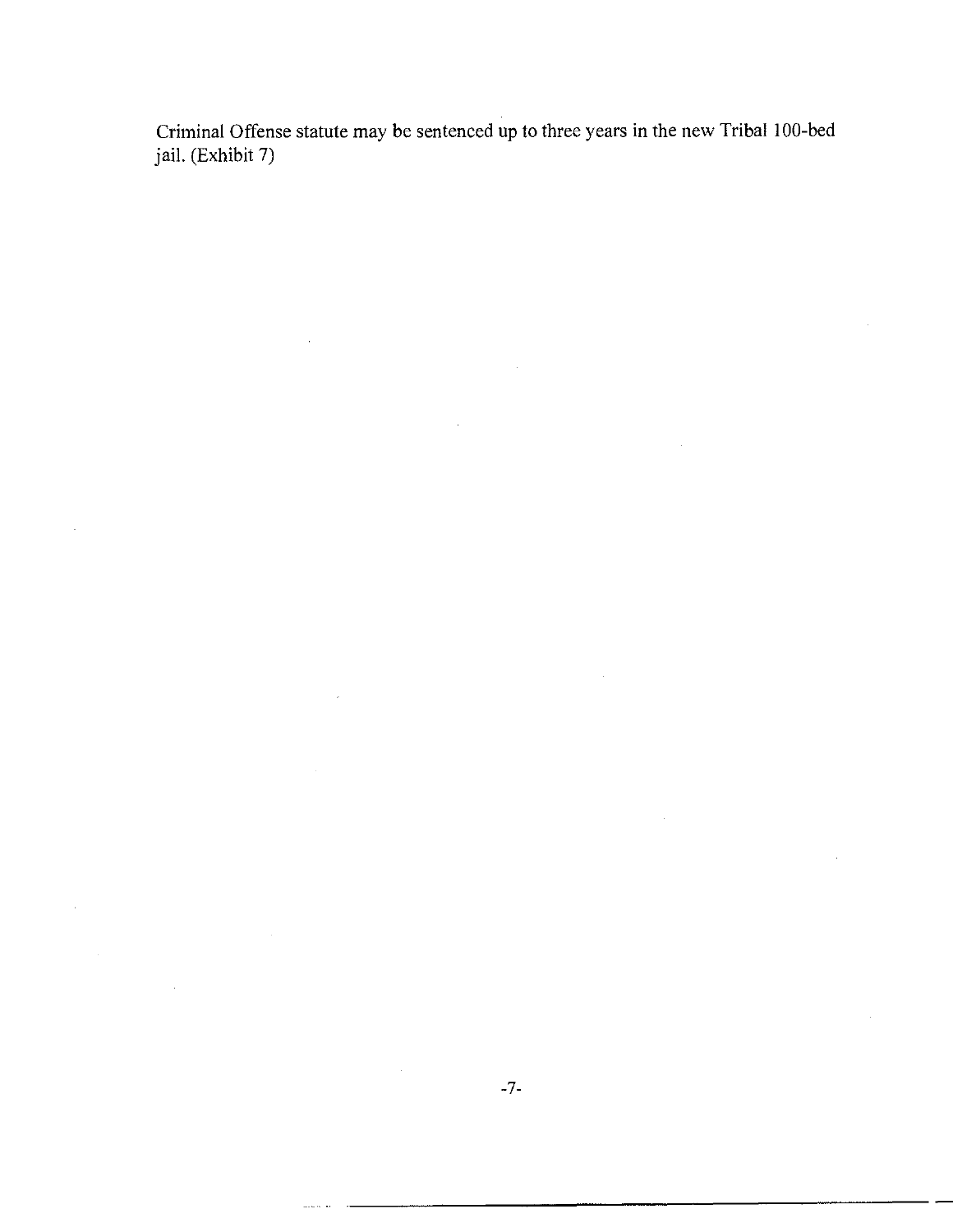Criminal Offense statute may be sentenced up to three years in the new Tribal 100-bed jail. (Exhibit 7)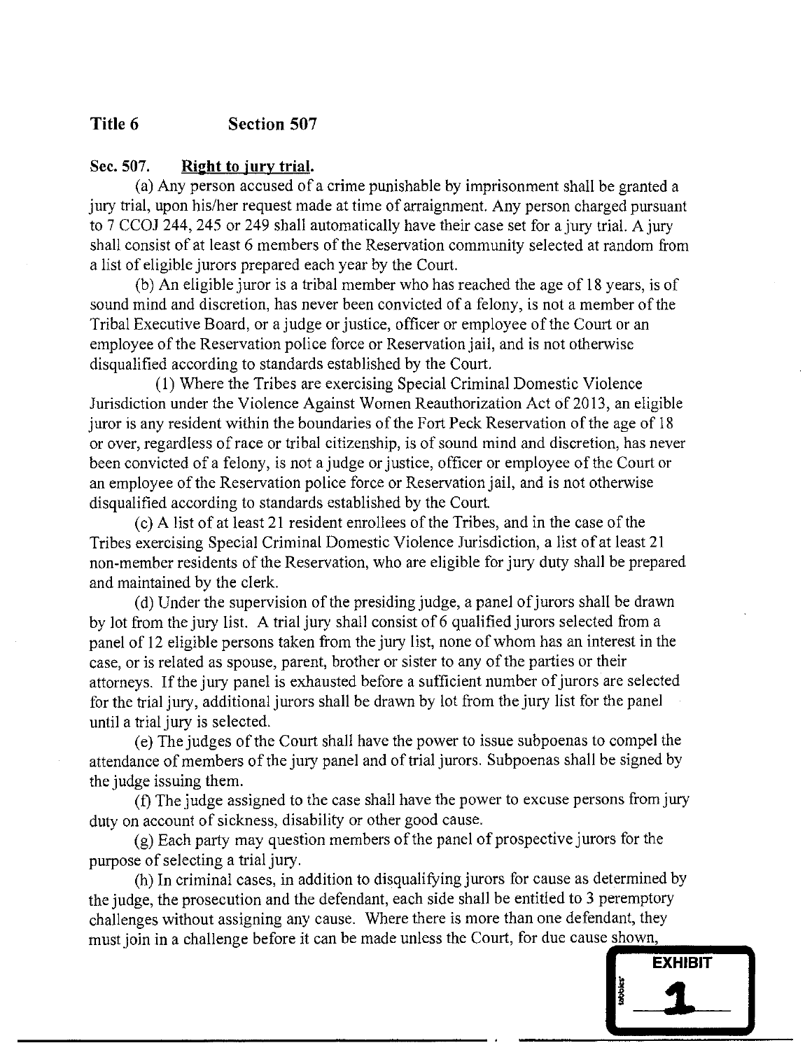**Title 6 Section 507**

**Sec. 507. Right to jury trial.**

(a) Any person accused of a crime punishable by imprisonment shall be granted a jury trial, upon his/her request made at time of arraignment. Any person charged pursuant to 7 CCOJ 244, 245 or 249 shall automatically have their case set for a jury trial. A jury shall consist of at least 6 members of the Reservation community selected at random from a list of eligible jurors prepared each year by the Court.

(b) An eligible juror is a tribal member who has reached the age of 18 years, is of sound mind and discretion, has never been convicted of a felony, is not a member of the Tribal Executive Board, or a judge or justice, officer or employee of the Court or an employee of the Reservation police force or Reservation jail, and is not otherwise disqualified according to standards established by the Court.

(1) Where the Tribes are exercising Special Criminal Domestic Violence Jurisdiction under the Violence Against Women Reauthorization Act of 2013, an eligible juror is any resident within the boundaries of the Fort Peck Reservation of the age of 18 or over, regardless of race or tribal citizenship, is of sound mind and discretion, has never been convicted of a felony, is not a judge or justice, officer or employee of the Court or an employee of the Reservation police force or Reservation jail, and is not otherwise disqualified according to standards established by the Court.

(c) A list of at least 21 resident enrollees of the Tribes, and in the case of the Tribes exercising Special Criminal Domestic Violence Jurisdiction, a list of at least 21 non-member residents of the Reservation, who are eligible for jury duty shall be prepared and maintained by the clerk.

(d) Under the supervision of the presiding judge, a panel of jurors shall be drawn by lot from the jury list. A trial jury shall consist of 6 qualified jurors selected from a panel of 12 eligible persons taken from the jury list, none of whom has an interest in the case, or is related as spouse, parent, brother or sister to any of the parties or their attorneys. If the jury panel is exhausted before a sufficient number of jurors are selected for the trial jury, additional jurors shall be drawn by lot from the jury list for the panel until a trial jury is selected.

(e) The judges of the Court shall have the power to issue subpoenas to compel the attendance of members of the jury panel and of trial jurors. Subpoenas shall be signed by the judge issuing them.

(f) The judge assigned to the case shall have the power to excuse persons from jury duty on account of sickness, disability or other good cause.

(g) Each party may question members of the panel of prospective jurors for the purpose of selecting a trial jury.

(h) In criminal cases, in addition to disqualifying jurors for cause as determined by the judge, the prosecution and the defendant, each side shall be entitled to 3 peremptory challenges without assigning any cause. Where there is more than one defendant, they must join in a challenge before it can be made unless the Court, for due cause shown,

EXHIBIT 1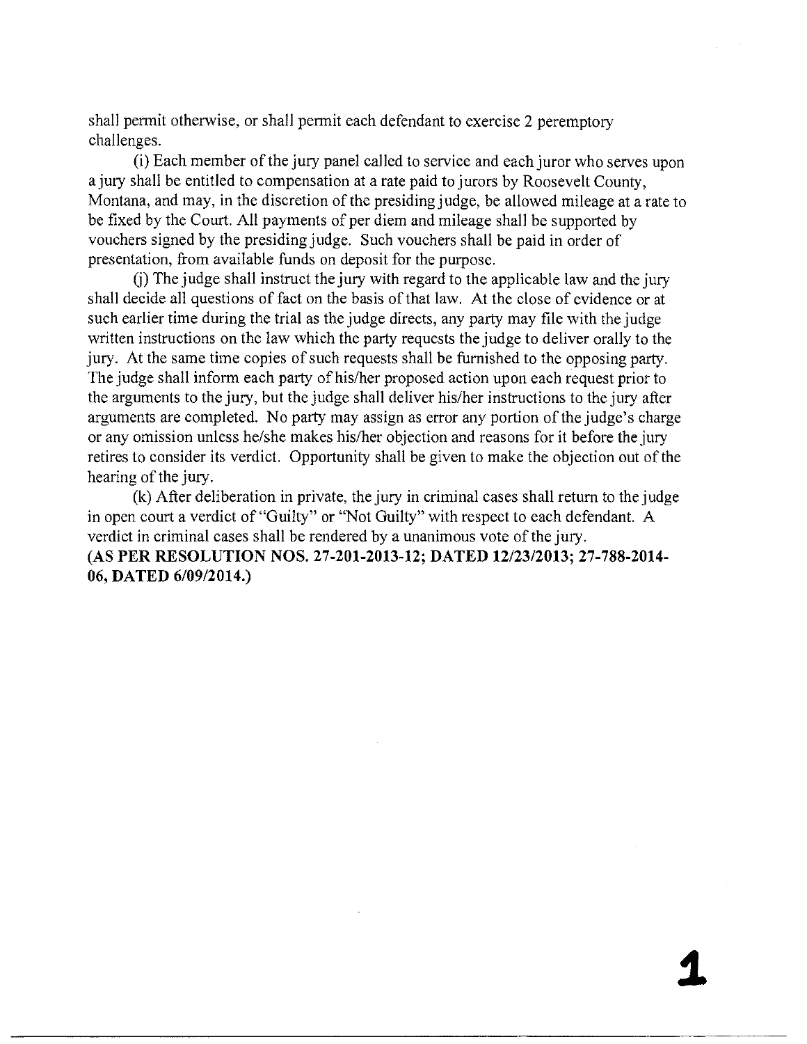shall permit otherwise, or shall permit each defendant to exercise 2 peremptory challenges.

(i) Each member of the jury panel called to service and each juror who serves upon a jury shall be entitled to compensation at a rate paid to jurors by Roosevelt County, Montana, and may, in the discretion of the presiding judge, be allowed mileage at a rate to be fixed by the Court. All payments of per diem and mileage shall be supported by vouchers signed by the presiding judge. Such vouchers shall be paid in order of presentation, from available funds on deposit for the purpose.

(j) The judge shall instruct the jury with regard to the applicable law and the jury shall decide all questions of fact on the basis of that law. At the close of evidence or at such earlier time during the trial as the judge directs, any party may file with the judge written instructions on the law which the party requests the judge to deliver orally to the jury. At the same time copies of such requests shall be furnished to the opposing party. The judge shall inform each party of his/her proposed action upon each request prior to the arguments to the jury, but the judge shall deliver his/her instructions to the jury after arguments are completed. No party may assign as error any portion of the judge's charge or any omission unless he/she makes his/her objection and reasons for it before the jury retires to consider its verdict. Opportunity shall be given to make the objection out of the hearing of the jury.

(k) After deliberation in private, the jury in criminal cases shall return to the judge in open court a verdict of "Guilty" or "Not Guilty" with respect to each defendant. A verdict in criminal cases shall be rendered by a unanimous vote of the jury.

**(AS PER RESOLUTION NOS. 27-201-2013-12; DATED 12/23/2013; 27-788-2014-06, DATED 6/09/2014.)**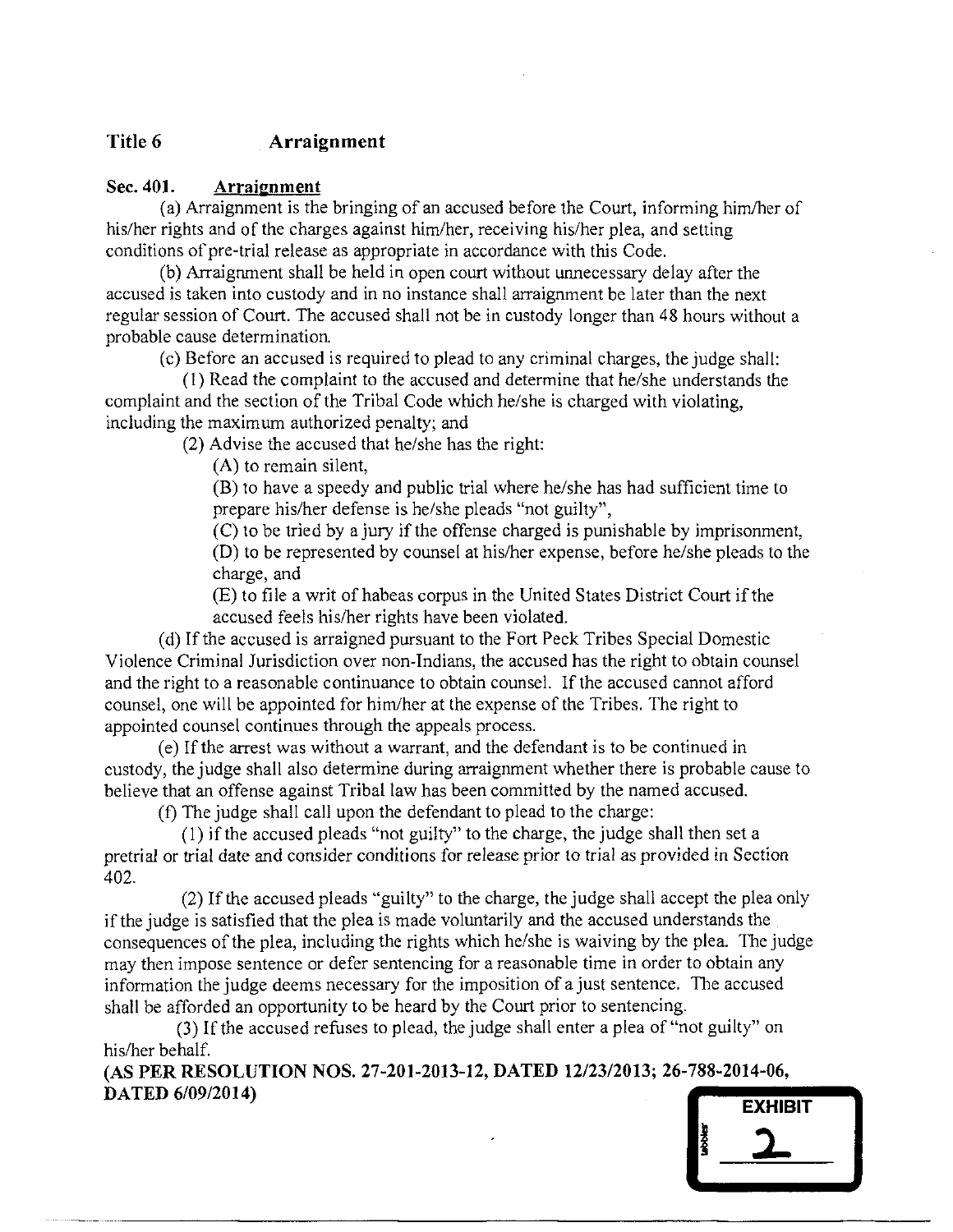## Title 6 Arraignment

### Sec. 401. Arraignment

(a) Arraignment is the bringing of an accused before the Court, informing him/her of his/her rights and of the charges against him/her, receiving his/her plea, and setting conditions of pre-trial release as appropriate in accordance with this Code.

(b) Arraignment shall be held in open court without unnecessary delay after the accused is taken into custody and in no instance shall arraignment be later than the next regular session of Court. The accused shall not be in custody longer than 48 hours without a probable cause determination.

(c) Before an accused is required to plead to any criminal charges, the judge shall:

(1) Read the complaint to the accused and determine that he/she understands the complaint and the section of the Tribal Code which he/she is charged with violating, including the maximum authorized penalty; and

(2) Advise the accused that he/she has the right:

(A) to remain silent,

(B) to have a speedy and public trial where he/she has had sufficient time to prepare his/her defense is he/she pleads "not guilty",

(C) to be tried by a jury if the offense charged is punishable by imprisonment,

(D) to be represented by counsel at his/her expense, before he/she pleads to the charge, and

(E) to file a writ of habeas corpus in the United States District Court if the accused feels his/her rights have been violated.

(d) If the accused is arraigned pursuant to the Fort Peck Tribes Special Domestic Violence Criminal Jurisdiction over non-Indians, the accused has the right to obtain counsel and the right to a reasonable continuance to obtain counsel. If the accused cannot afford counsel, one will be appointed for him/her at the expense of the Tribes. The right to appointed counsel continues through the appeals process.

(e) If the arrest was without a warrant, and the defendant is to be continued in custody, the judge shall also determine during arraignment whether there is probable cause to believe that an offense against Tribal law has been committed by the named accused.

(f) The judge shall call upon the defendant to plead to the charge:

(1) if the accused pleads "not guilty" to the charge, the judge shall then set a pretrial or trial date and consider conditions for release prior to trial as provided in Section 402.

(2) If the accused pleads "guilty" to the charge, the judge shall accept the plea only if the judge is satisfied that the plea is made voluntarily and the accused understands the consequences of the plea, including the rights which he/she is waiving by the plea. The judge may then impose sentence or defer sentencing for a reasonable time in order to obtain any information the judge deems necessary for the imposition of a just sentence. The accused shall be afforded an opportunity to be heard by the Court prior to sentencing.

(3) If the accused refuses to plead, the judge shall enter a plea of "not guilty" on his/her behalf.

**(AS PER RESOLUTION NOS. 27-201-2013-12, DATED 12/23/2013; 26-788-2014-06, DATED 6/09/2014)**

EXHIBIT 2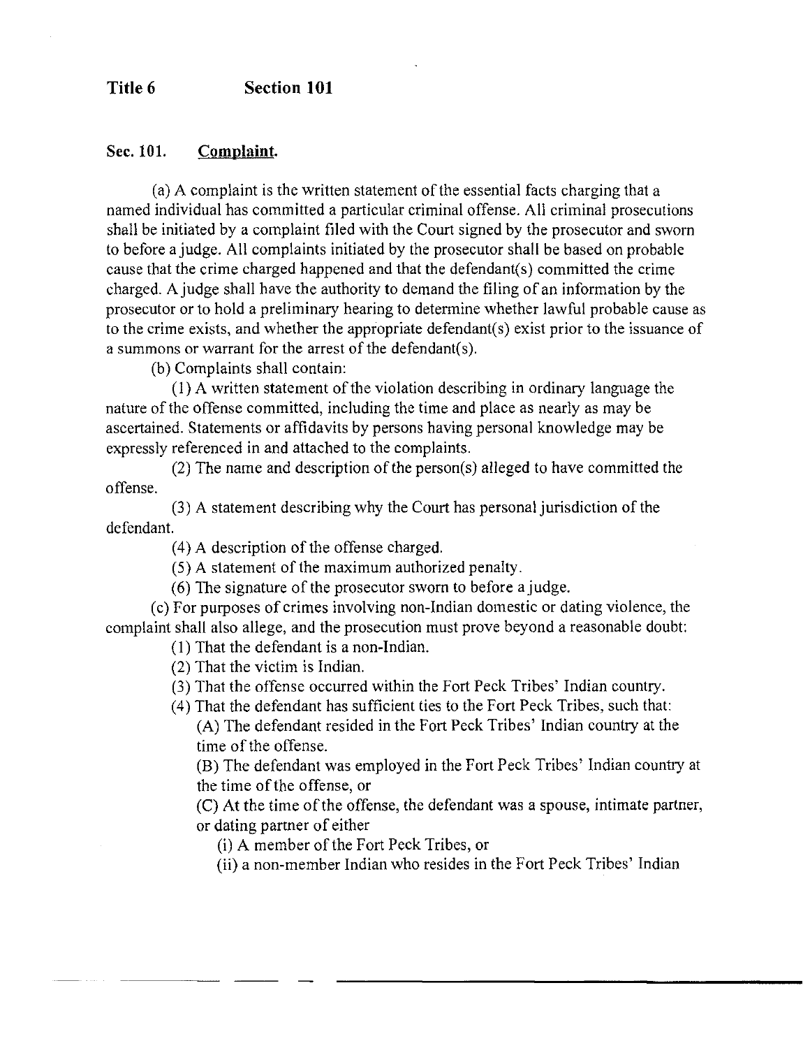## Sec. 101. Complaint.

(a) A complaint is the written statement of the essential facts charging that a named individual has committed a particular criminal offense. All criminal prosecutions shall be initiated by a complaint filed with the Court signed by the prosecutor and sworn to before a judge. All complaints initiated by the prosecutor shall be based on probable cause that the crime charged happened and that the defendant(s) committed the crime charged. A judge shall have the authority to demand the filing of an information by the prosecutor or to hold a preliminary hearing to determine whether lawful probable cause as to the crime exists, and whether the appropriate defendant(s) exist prior to the issuance of a summons or warrant for the arrest of the defendant(s).

(b) Complaints shall contain:

(1) A written statement of the violation describing in ordinary language the nature of the offense committed, including the time and place as nearly as may be ascertained. Statements or affidavits by persons having personal knowledge may be expressly referenced in and attached to the complaints.

(2) The name and description of the person(s) alleged to have committed the offense.

(3) A statement describing why the Court has personal jurisdiction of the defendant.

(4) A description of the offense charged.

(5) A statement of the maximum authorized penalty.

(6) The signature of the prosecutor sworn to before a judge.

(c) For purposes of crimes involving non-Indian domestic or dating violence, the complaint shall also allege, and the prosecution must prove beyond a reasonable doubt:

(1) That the defendant is a non-Indian.

(2) That the victim is Indian.

(3) That the offense occurred within the Fort Peck Tribes' Indian country.

(4) That the defendant has sufficient ties to the Fort Peck Tribes, such that:

(A) The defendant resided in the Fort Peck Tribes' Indian country at the time of the offense.

(B) The defendant was employed in the Fort Peck Tribes' Indian country at the time of the offense, or

(C) At the time of the offense, the defendant was a spouse, intimate partner, or dating partner of either

(i) A member of the Fort Peck Tribes, or

(ii) a non-member Indian who resides in the Fort Peck Tribes' Indian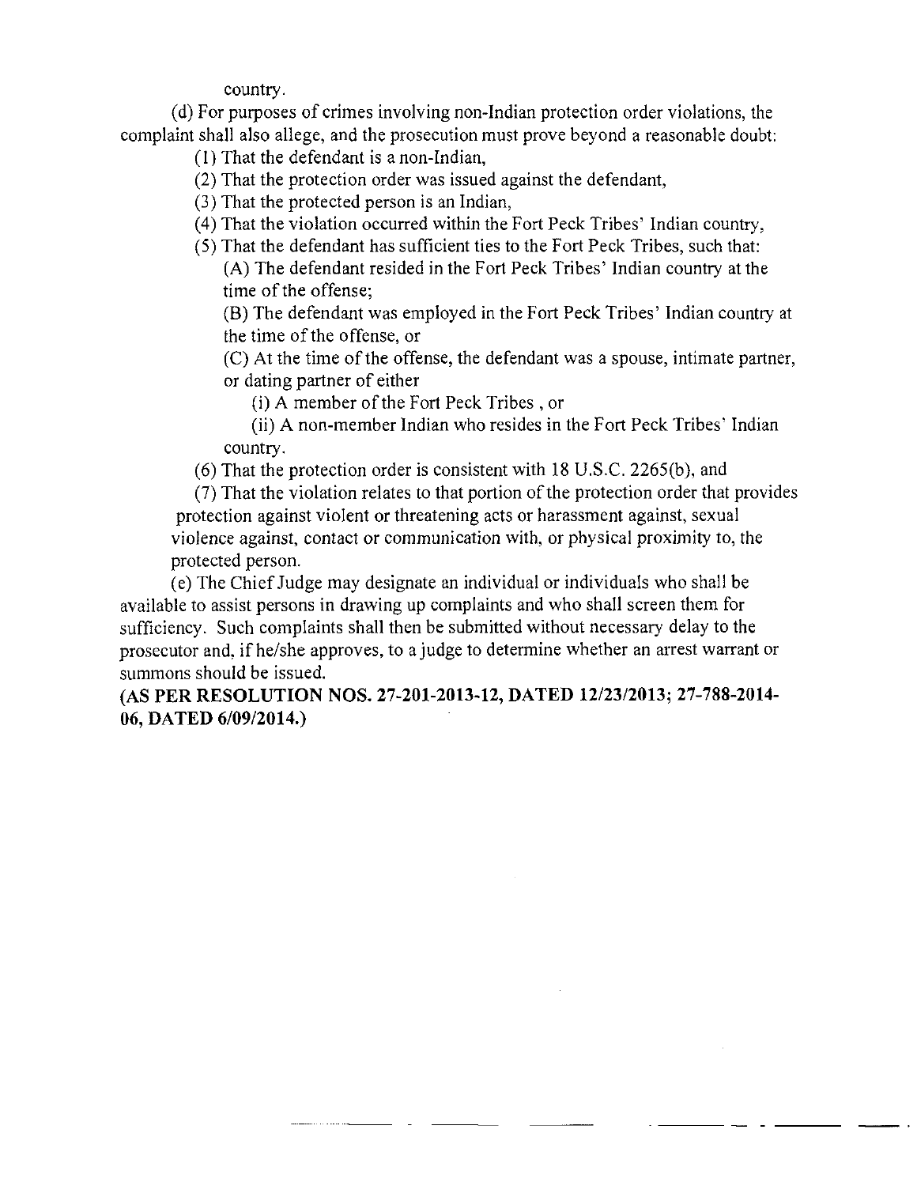country.

(d) For purposes of crimes involving non-Indian protection order violations, the complaint shall also allege, and the prosecution must prove beyond a reasonable doubt:

(1) That the defendant is a non-Indian,

(2) That the protection order was issued against the defendant,

(3) That the protected person is an Indian,

(4) That the violation occurred within the Fort Peck Tribes' Indian country,

(5) That the defendant has sufficient ties to the Fort Peck Tribes, such that:

(A) The defendant resided in the Fort Peck Tribes' Indian country at the time of the offense;

(B) The defendant was employed in the Fort Peck Tribes' Indian country at the time of the offense, or

(C) At the time of the offense, the defendant was a spouse, intimate partner, or dating partner of either

(i) A member of the Fort Peck Tribes , or

(ii) A non-member Indian who resides in the Fort Peck Tribes' Indian country.

(6) That the protection order is consistent with 18 U.S.C. 2265(b), and

(7) That the violation relates to that portion of the protection order that provides protection against violent or threatening acts or harassment against, sexual violence against, contact or communication with, or physical proximity to, the protected person.

(e) The Chief Judge may designate an individual or individuals who shall be available to assist persons in drawing up complaints and who shall screen them for sufficiency. Such complaints shall then be submitted without necessary delay to the prosecutor and, if he/she approves, to a judge to determine whether an arrest warrant or summons should be issued.

**(AS PER RESOLUTION NOS. 27-201-2013-12, DATED 12/23/2013; 27-788-2014-06, DATED 6/09/2014.)**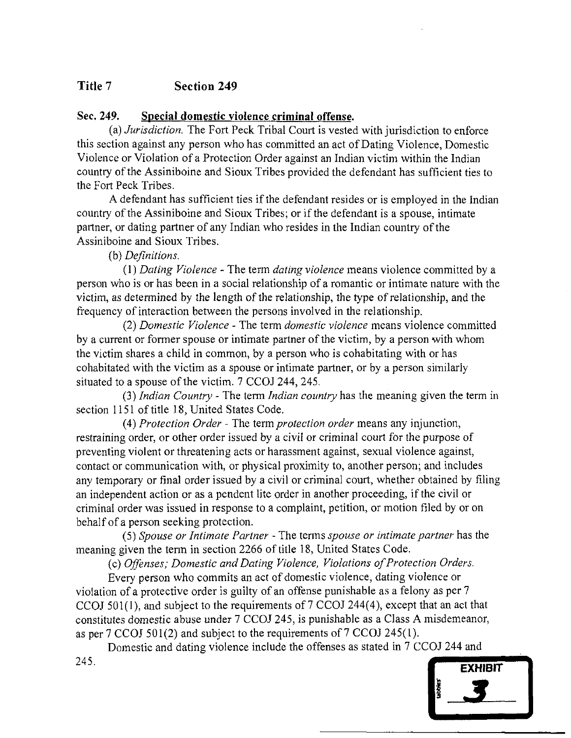**Title 7 Section 249**

**Sec. 249. <u>Special domestic violence criminal offense.</u>**

(a) *Jurisdiction.* The Fort Peck Tribal Court is vested with jurisdiction to enforce this section against any person who has committed an act of Dating Violence, Domestic Violence or Violation of a Protection Order against an Indian victim within the Indian country of the Assiniboine and Sioux Tribes provided the defendant has sufficient ties to the Fort Peck Tribes.

A defendant has sufficient ties if the defendant resides or is employed in the Indian country of the Assiniboine and Sioux Tribes; or if the defendant is a spouse, intimate partner, or dating partner of any Indian who resides in the Indian country of the Assiniboine and Sioux Tribes.

(b) *Definitions.*

(1) *Dating Violence* - The term *dating violence* means violence committed by a person who is or has been in a social relationship of a romantic or intimate nature with the victim, as determined by the length of the relationship, the type of relationship, and the frequency of interaction between the persons involved in the relationship.

(2) *Domestic Violence* - The term *domestic violence* means violence committed by a current or former spouse or intimate partner of the victim, by a person with whom the victim shares a child in common, by a person who is cohabitating with or has cohabitated with the victim as a spouse or intimate partner, or by a person similarly situated to a spouse of the victim. 7 CCOJ 244, 245.

(3) *Indian Country* - The term *Indian country* has the meaning given the term in section 1151 of title 18, United States Code.

(4) *Protection Order* - The term *protection order* means any injunction, restraining order, or other order issued by a civil or criminal court for the purpose of preventing violent or threatening acts or harassment against, sexual violence against, contact or communication with, or physical proximity to, another person; and includes any temporary or final order issued by a civil or criminal court, whether obtained by filing an independent action or as a pendent lite order in another proceeding, if the civil or criminal order was issued in response to a complaint, petition, or motion filed by or on behalf of a person seeking protection.

(5) *Spouse or Intimate Partner* - The terms *spouse or intimate partner* has the meaning given the term in section 2266 of title 18, United States Code.

(c) *Offenses; Domestic and Dating Violence, Violations of Protection Orders.*

Every person who commits an act of domestic violence, dating violence or violation of a protective order is guilty of an offense punishable as a felony as per 7 CCOJ 501(1), and subject to the requirements of 7 CCOJ 244(4), except that an act that constitutes domestic abuse under 7 CCOJ 245, is punishable as a Class A misdemeanor, as per 7 CCOJ 501(2) and subject to the requirements of 7 CCOJ 245(1).

Domestic and dating violence include the offenses as stated in 7 CCOJ 244 and 245.

EXHIBIT 3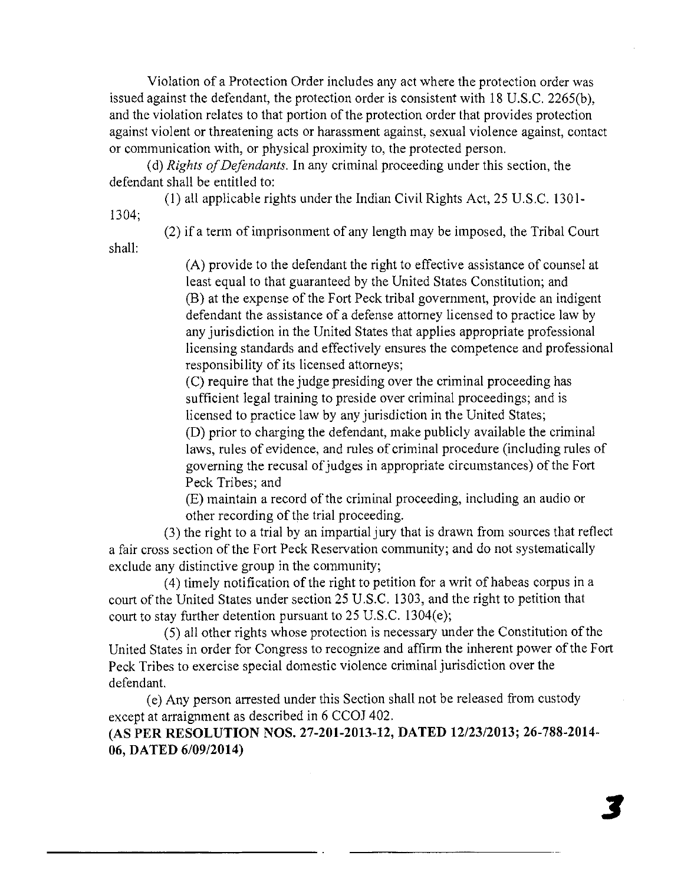Violation of a Protection Order includes any act where the protection order was issued against the defendant, the protection order is consistent with 18 U.S.C. 2265(b), and the violation relates to that portion of the protection order that provides protection against violent or threatening acts or harassment against, sexual violence against, contact or communication with, or physical proximity to, the protected person.

(d) *Rights of Defendants.* In any criminal proceeding under this section, the defendant shall be entitled to:

(1) all applicable rights under the Indian Civil Rights Act, 25 U.S.C. 1301-1304;

(2) if a term of imprisonment of any length may be imposed, the Tribal Court shall:

(A) provide to the defendant the right to effective assistance of counsel at least equal to that guaranteed by the United States Constitution; and

(B) at the expense of the Fort Peck tribal government, provide an indigent defendant the assistance of a defense attorney licensed to practice law by any jurisdiction in the United States that applies appropriate professional licensing standards and effectively ensures the competence and professional responsibility of its licensed attorneys;

(C) require that the judge presiding over the criminal proceeding has sufficient legal training to preside over criminal proceedings; and is licensed to practice law by any jurisdiction in the United States;

(D) prior to charging the defendant, make publicly available the criminal laws, rules of evidence, and rules of criminal procedure (including rules of governing the recusal of judges in appropriate circumstances) of the Fort Peck Tribes; and

(E) maintain a record of the criminal proceeding, including an audio or other recording of the trial proceeding.

(3) the right to a trial by an impartial jury that is drawn from sources that reflect a fair cross section of the Fort Peck Reservation community; and do not systematically exclude any distinctive group in the community;

(4) timely notification of the right to petition for a writ of habeas corpus in a court of the United States under section 25 U.S.C. 1303, and the right to petition that court to stay further detention pursuant to 25 U.S.C. 1304(e);

(5) all other rights whose protection is necessary under the Constitution of the United States in order for Congress to recognize and affirm the inherent power of the Fort Peck Tribes to exercise special domestic violence criminal jurisdiction over the defendant.

(e) Any person arrested under this Section shall not be released from custody except at arraignment as described in 6 CCOJ 402.

**(AS PER RESOLUTION NOS. 27-201-2013-12, DATED 12/23/2013; 26-788-2014-06, DATED 6/09/2014)**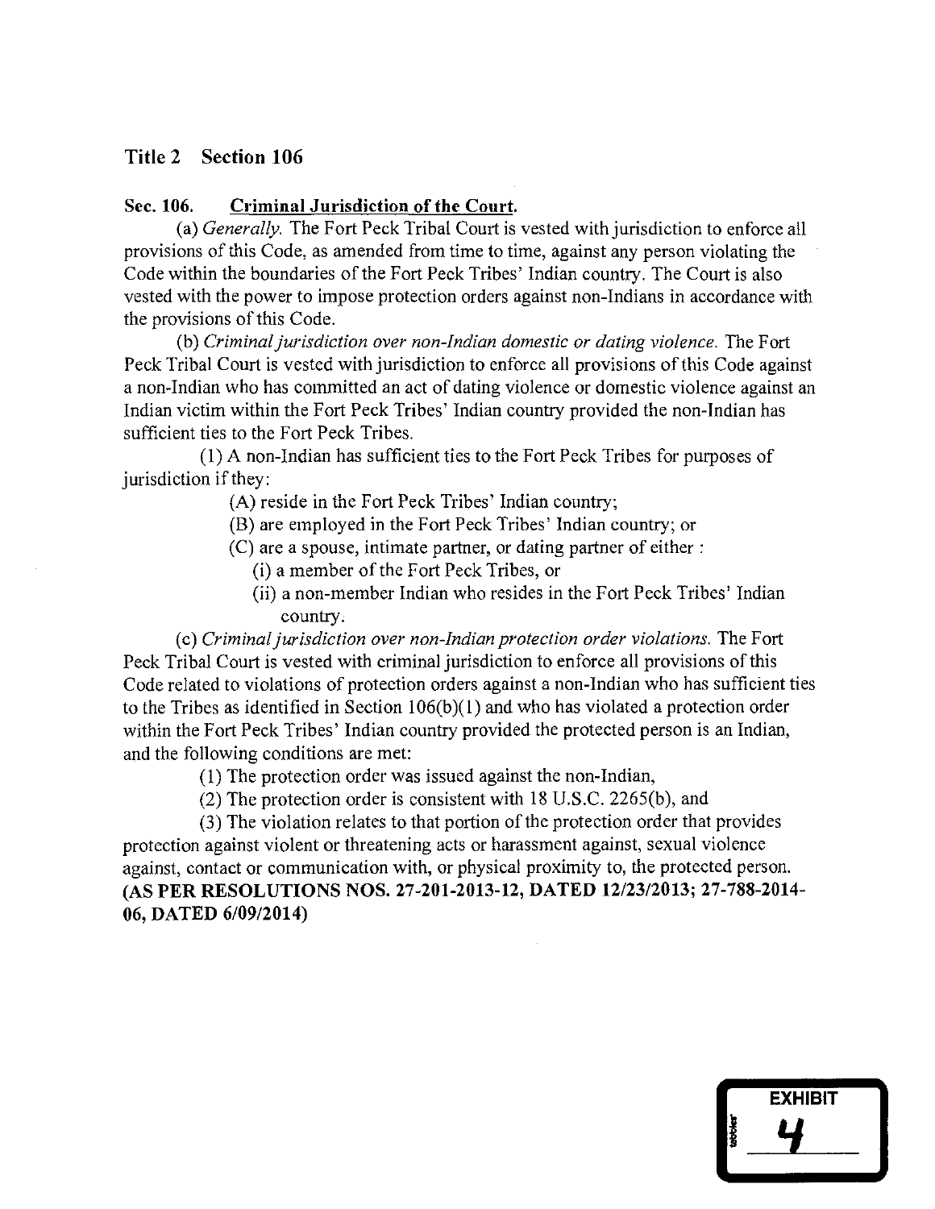# Title 2 Section 106

**Sec. 106. Criminal Jurisdiction of the Court.**

(a) *Generally.* The Fort Peck Tribal Court is vested with jurisdiction to enforce all provisions of this Code, as amended from time to time, against any person violating the Code within the boundaries of the Fort Peck Tribes' Indian country. The Court is also vested with the power to impose protection orders against non-Indians in accordance with the provisions of this Code.

(b) *Criminal jurisdiction over non-Indian domestic or dating violence.* The Fort Peck Tribal Court is vested with jurisdiction to enforce all provisions of this Code against a non-Indian who has committed an act of dating violence or domestic violence against an Indian victim within the Fort Peck Tribes' Indian country provided the non-Indian has sufficient ties to the Fort Peck Tribes.

(1) A non-Indian has sufficient ties to the Fort Peck Tribes for purposes of jurisdiction if they:

(A) reside in the Fort Peck Tribes' Indian country;

(B) are employed in the Fort Peck Tribes' Indian country; or

(C) are a spouse, intimate partner, or dating partner of either :

(i) a member of the Fort Peck Tribes, or

(ii) a non-member Indian who resides in the Fort Peck Tribes' Indian country.

(c) *Criminal jurisdiction over non-Indian protection order violations.* The Fort Peck Tribal Court is vested with criminal jurisdiction to enforce all provisions of this Code related to violations of protection orders against a non-Indian who has sufficient ties to the Tribes as identified in Section 106(b)(1) and who has violated a protection order within the Fort Peck Tribes' Indian country provided the protected person is an Indian, and the following conditions are met:

(1) The protection order was issued against the non-Indian,

(2) The protection order is consistent with 18 U.S.C. 2265(b), and

(3) The violation relates to that portion of the protection order that provides protection against violent or threatening acts or harassment against, sexual violence against, contact or communication with, or physical proximity to, the protected person.
**(AS PER RESOLUTIONS NOS. 27-201-2013-12, DATED 12/23/2013; 27-788-2014-06, DATED 6/09/2014)**

EXHIBIT 4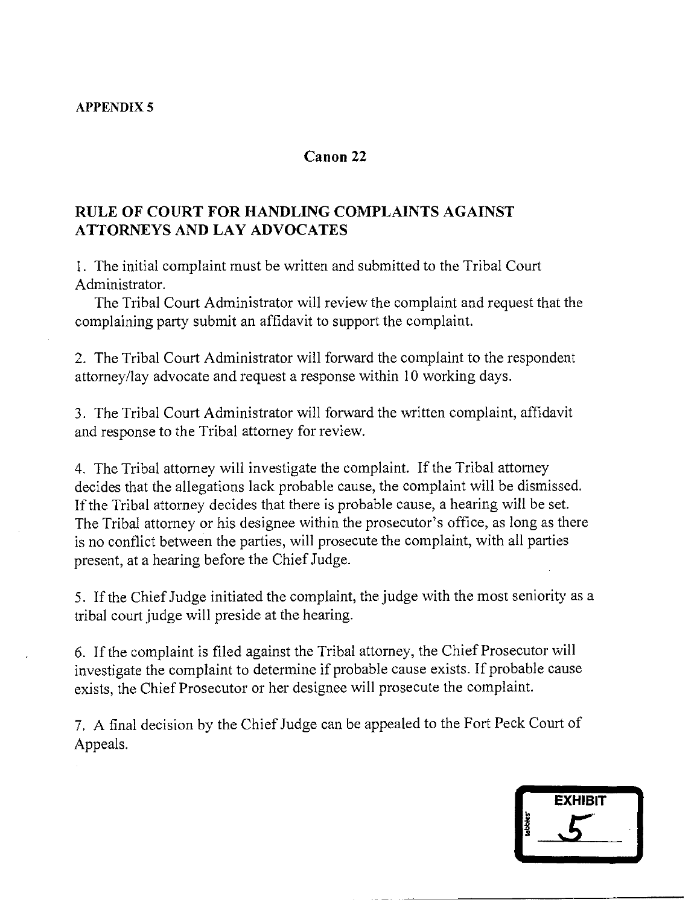**APPENDIX 5**

## Canon 22

## RULE OF COURT FOR HANDLING COMPLAINTS AGAINST ATTORNEYS AND LAY ADVOCATES

1. The initial complaint must be written and submitted to the Tribal Court Administrator.

   The Tribal Court Administrator will review the complaint and request that the complaining party submit an affidavit to support the complaint.

2. The Tribal Court Administrator will forward the complaint to the respondent attorney/lay advocate and request a response within 10 working days.

3. The Tribal Court Administrator will forward the written complaint, affidavit and response to the Tribal attorney for review.

4. The Tribal attorney will investigate the complaint. If the Tribal attorney decides that the allegations lack probable cause, the complaint will be dismissed. If the Tribal attorney decides that there is probable cause, a hearing will be set. The Tribal attorney or his designee within the prosecutor's office, as long as there is no conflict between the parties, will prosecute the complaint, with all parties present, at a hearing before the Chief Judge.

5. If the Chief Judge initiated the complaint, the judge with the most seniority as a tribal court judge will preside at the hearing.

6. If the complaint is filed against the Tribal attorney, the Chief Prosecutor will investigate the complaint to determine if probable cause exists. If probable cause exists, the Chief Prosecutor or her designee will prosecute the complaint.

7. A final decision by the Chief Judge can be appealed to the Fort Peck Court of Appeals.

EXHIBIT 5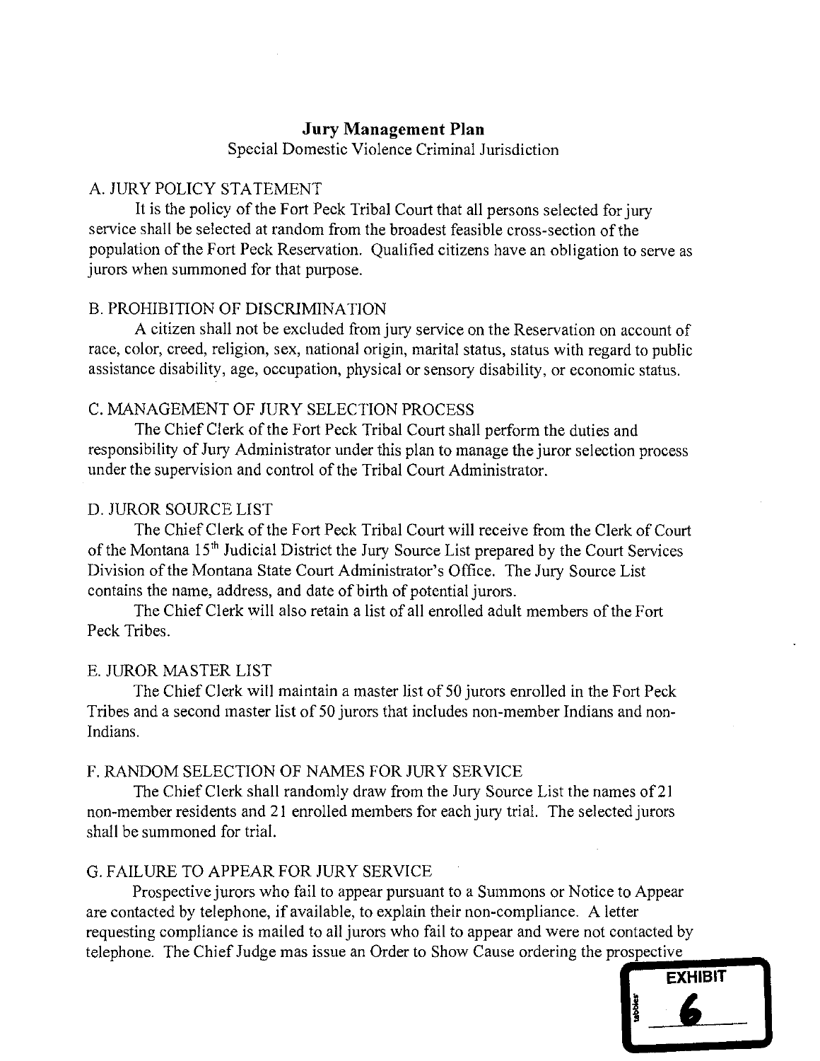## Jury Management Plan

Special Domestic Violence Criminal Jurisdiction

### A. JURY POLICY STATEMENT

It is the policy of the Fort Peck Tribal Court that all persons selected for jury service shall be selected at random from the broadest feasible cross-section of the population of the Fort Peck Reservation. Qualified citizens have an obligation to serve as jurors when summoned for that purpose.

### B. PROHIBITION OF DISCRIMINATION

A citizen shall not be excluded from jury service on the Reservation on account of race, color, creed, religion, sex, national origin, marital status, status with regard to public assistance disability, age, occupation, physical or sensory disability, or economic status.

### C. MANAGEMENT OF JURY SELECTION PROCESS

The Chief Clerk of the Fort Peck Tribal Court shall perform the duties and responsibility of Jury Administrator under this plan to manage the juror selection process under the supervision and control of the Tribal Court Administrator.

### D. JUROR SOURCE LIST

The Chief Clerk of the Fort Peck Tribal Court will receive from the Clerk of Court of the Montana 15th Judicial District the Jury Source List prepared by the Court Services Division of the Montana State Court Administrator's Office. The Jury Source List contains the name, address, and date of birth of potential jurors.

The Chief Clerk will also retain a list of all enrolled adult members of the Fort Peck Tribes.

### E. JUROR MASTER LIST

The Chief Clerk will maintain a master list of 50 jurors enrolled in the Fort Peck Tribes and a second master list of 50 jurors that includes non-member Indians and non-Indians.

### F. RANDOM SELECTION OF NAMES FOR JURY SERVICE

The Chief Clerk shall randomly draw from the Jury Source List the names of 21 non-member residents and 21 enrolled members for each jury trial. The selected jurors shall be summoned for trial.

### G. FAILURE TO APPEAR FOR JURY SERVICE

Prospective jurors who fail to appear pursuant to a Summons or Notice to Appear are contacted by telephone, if available, to explain their non-compliance. A letter requesting compliance is mailed to all jurors who fail to appear and were not contacted by telephone. The Chief Judge mas issue an Order to Show Cause ordering the prospective

EXHIBIT 6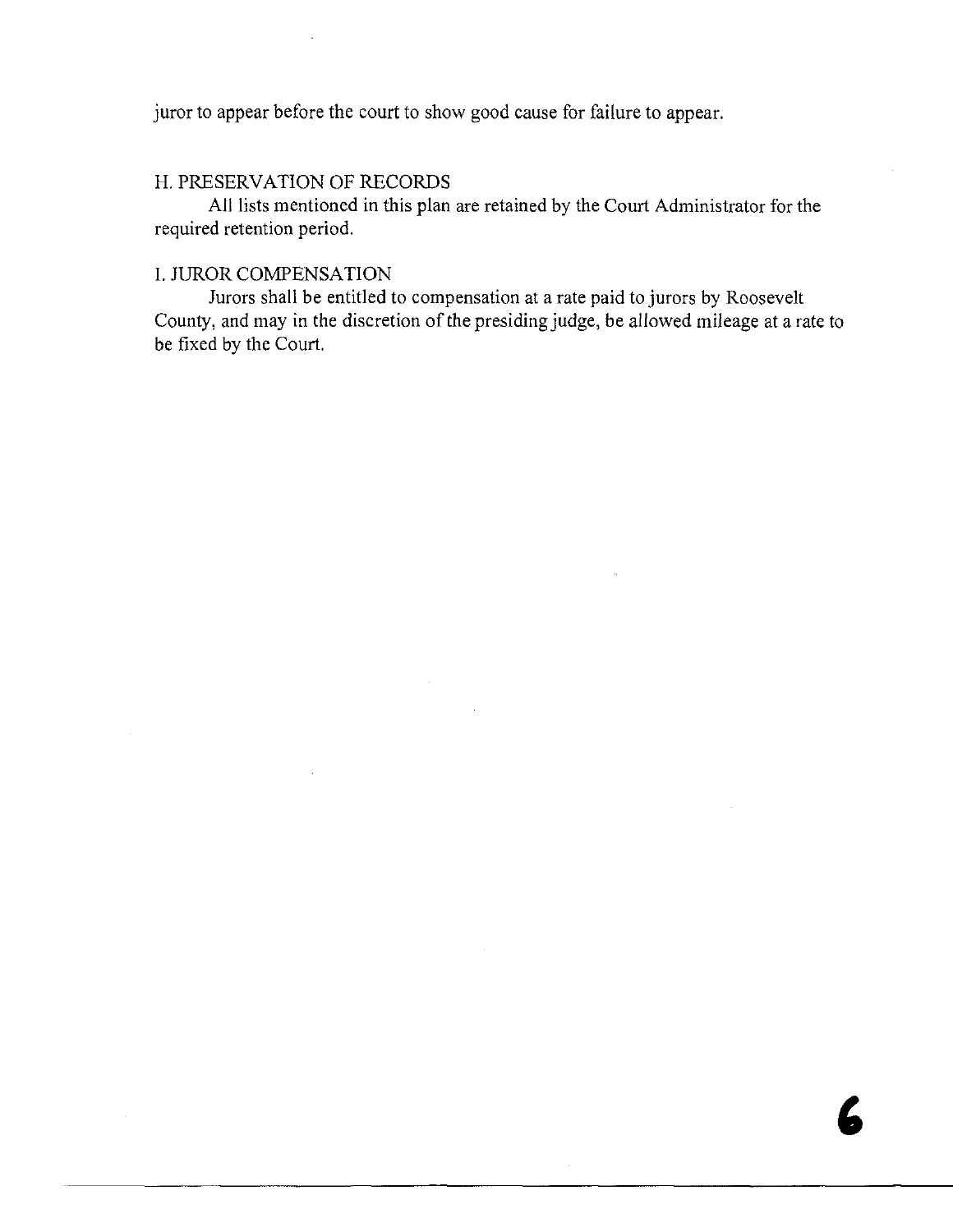juror to appear before the court to show good cause for failure to appear.

## H. PRESERVATION OF RECORDS

All lists mentioned in this plan are retained by the Court Administrator for the required retention period.

## I. JUROR COMPENSATION

Jurors shall be entitled to compensation at a rate paid to jurors by Roosevelt County, and may in the discretion of the presiding judge, be allowed mileage at a rate to be fixed by the Court.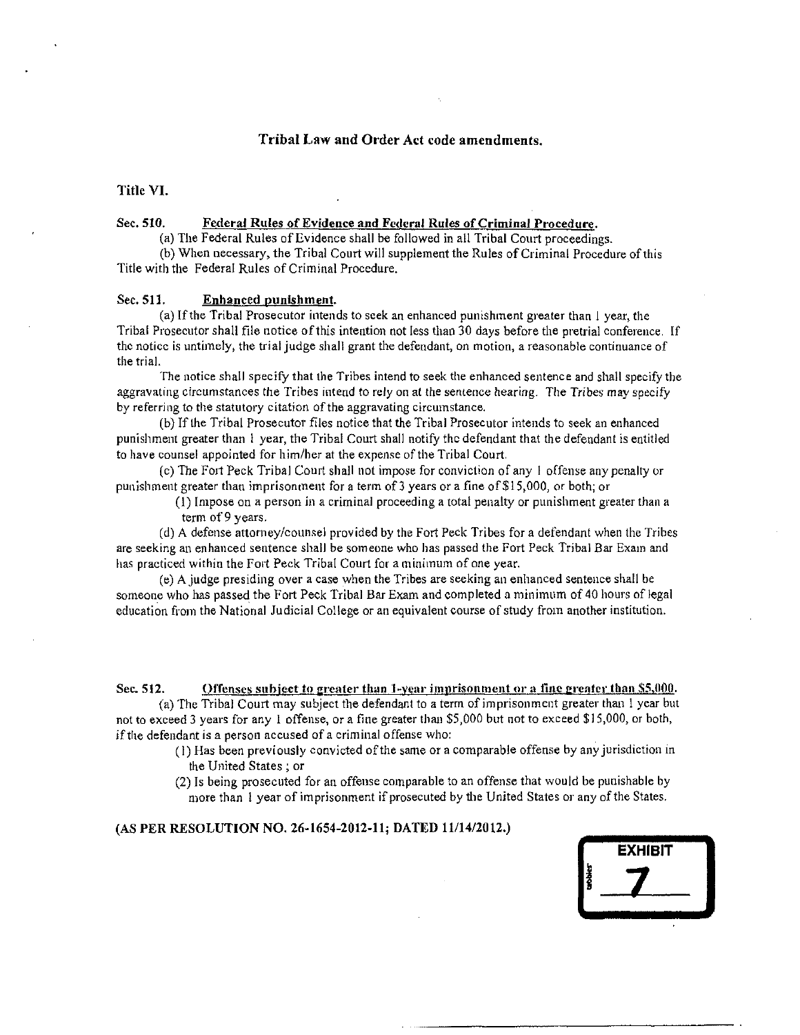## Tribal Law and Order Act code amendments.

### Title VI.

**Sec. 510. Federal Rules of Evidence and Federal Rules of Criminal Procedure.**

(a) The Federal Rules of Evidence shall be followed in all Tribal Court proceedings.

(b) When necessary, the Tribal Court will supplement the Rules of Criminal Procedure of this Title with the Federal Rules of Criminal Procedure.

**Sec. 511. Enhanced punishment.**

(a) If the Tribal Prosecutor intends to seek an enhanced punishment greater than 1 year, the Tribal Prosecutor shall file notice of this intention not less than 30 days before the pretrial conference. If the notice is untimely, the trial judge shall grant the defendant, on motion, a reasonable continuance of the trial.

The notice shall specify that the Tribes intend to seek the enhanced sentence and shall specify the aggravating circumstances the Tribes intend to rely on at the sentence hearing. The Tribes may specify by referring to the statutory citation of the aggravating circumstance.

(b) If the Tribal Prosecutor files notice that the Tribal Prosecutor intends to seek an enhanced punishment greater than 1 year, the Tribal Court shall notify the defendant that the defendant is entitled to have counsel appointed for him/her at the expense of the Tribal Court.

(c) The Fort Peck Tribal Court shall not impose for conviction of any 1 offense any penalty or punishment greater than imprisonment for a term of 3 years or a fine of $15,000, or both; or

(1) Impose on a person in a criminal proceeding a total penalty or punishment greater than a term of 9 years.

(d) A defense attorney/counsel provided by the Fort Peck Tribes for a defendant when the Tribes are seeking an enhanced sentence shall be someone who has passed the Fort Peck Tribal Bar Exam and has practiced within the Fort Peck Tribal Court for a minimum of one year.

(e) A judge presiding over a case when the Tribes are seeking an enhanced sentence shall be someone who has passed the Fort Peck Tribal Bar Exam and completed a minimum of 40 hours of legal education from the National Judicial College or an equivalent course of study from another institution.

**Sec. 512. Offenses subject to greater than 1-year imprisonment or a fine greater than $5,000.**

(a) The Tribal Court may subject the defendant to a term of imprisonment greater than 1 year but not to exceed 3 years for any 1 offense, or a fine greater than $5,000 but not to exceed $15,000, or both, if the defendant is a person accused of a criminal offense who:

(1) Has been previously convicted of the same or a comparable offense by any jurisdiction in the United States ; or

(2) Is being prosecuted for an offense comparable to an offense that would be punishable by more than 1 year of imprisonment if prosecuted by the United States or any of the States.

**(AS PER RESOLUTION NO. 26-1654-2012-11; DATED 11/14/2012.)**

EXHIBIT 7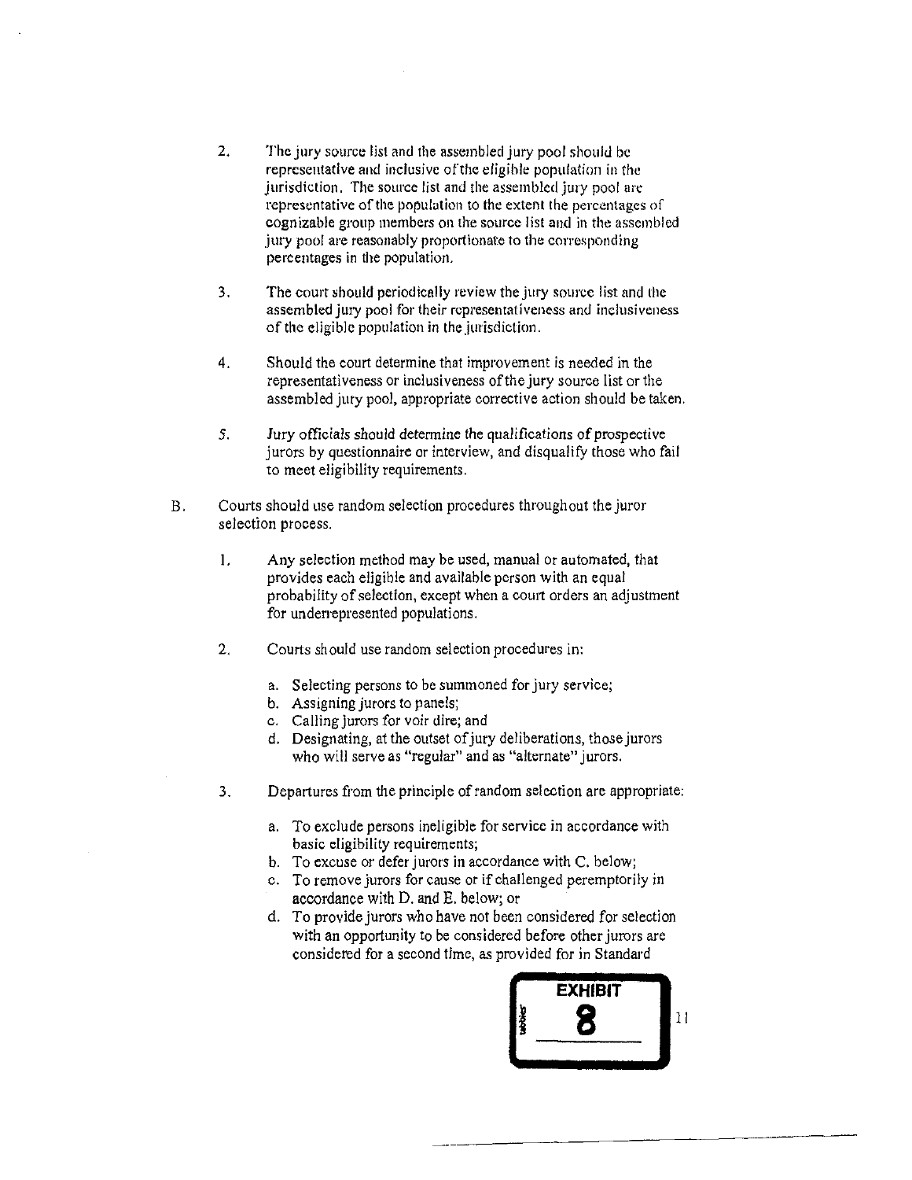2. The jury source list and the assembled jury pool should be representative and inclusive of the eligible population in the jurisdiction. The source list and the assembled jury pool are representative of the population to the extent the percentages of cognizable group members on the source list and in the assembled jury pool are reasonably proportionate to the corresponding percentages in the population.

3. The court should periodically review the jury source list and the assembled jury pool for their representativeness and inclusiveness of the eligible population in the jurisdiction.

4. Should the court determine that improvement is needed in the representativeness or inclusiveness of the jury source list or the assembled jury pool, appropriate corrective action should be taken.

5. Jury officials should determine the qualifications of prospective jurors by questionnaire or interview, and disqualify those who fail to meet eligibility requirements.

B. Courts should use random selection procedures throughout the juror selection process.

1. Any selection method may be used, manual or automated, that provides each eligible and available person with an equal probability of selection, except when a court orders an adjustment for underrepresented populations.

2. Courts should use random selection procedures in:

   a. Selecting persons to be summoned for jury service;
   b. Assigning jurors to panels;
   c. Calling jurors for voir dire; and
   d. Designating, at the outset of jury deliberations, those jurors who will serve as "regular" and as "alternate" jurors.

3. Departures from the principle of random selection are appropriate:

   a. To exclude persons ineligible for service in accordance with basic eligibility requirements;
   b. To excuse or defer jurors in accordance with C. below;
   c. To remove jurors for cause or if challenged peremptorily in accordance with D. and E. below; or
   d. To provide jurors who have not been considered for selection with an opportunity to be considered before other jurors are considered for a second time, as provided for in Standard

EXHIBIT 8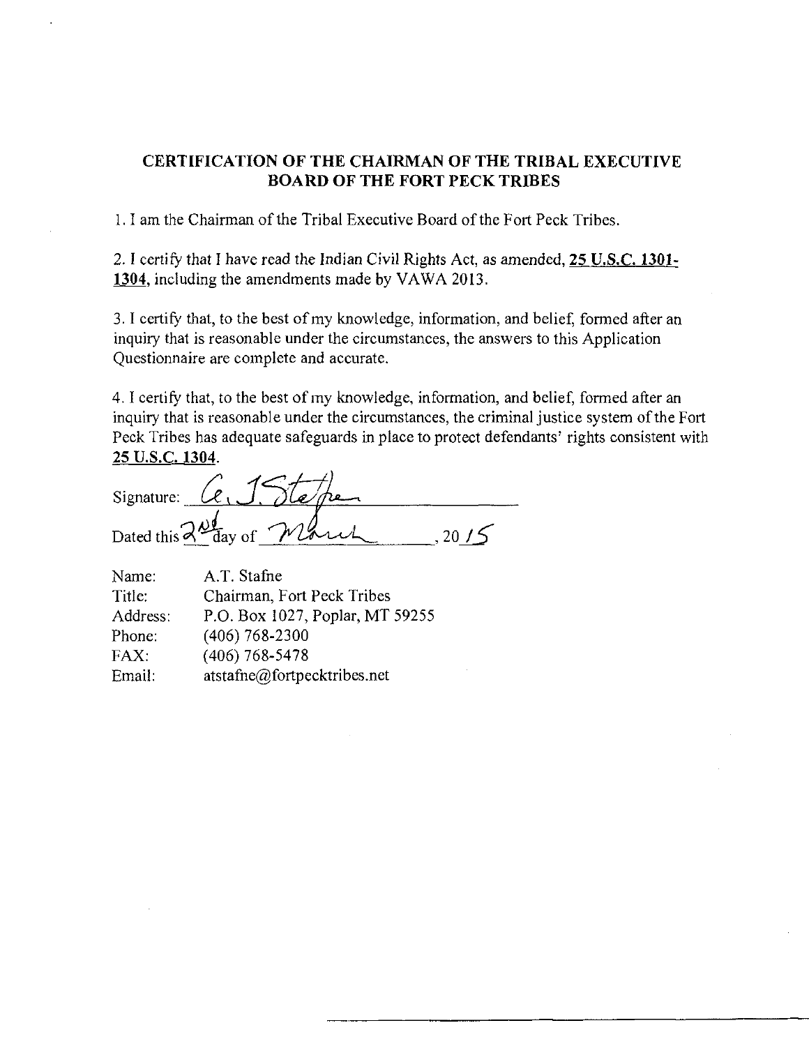## CERTIFICATION OF THE CHAIRMAN OF THE TRIBAL EXECUTIVE BOARD OF THE FORT PECK TRIBES

1. I am the Chairman of the Tribal Executive Board of the Fort Peck Tribes.

2. I certify that I have read the Indian Civil Rights Act, as amended, **25 U.S.C. 1301-1304**, including the amendments made by VAWA 2013.

3. I certify that, to the best of my knowledge, information, and belief, formed after an inquiry that is reasonable under the circumstances, the answers to this Application Questionnaire are complete and accurate.

4. I certify that, to the best of my knowledge, information, and belief, formed after an inquiry that is reasonable under the circumstances, the criminal justice system of the Fort Peck Tribes has adequate safeguards in place to protect defendants' rights consistent with **25 U.S.C. 1304**.

Signature: A. T. Stafne

Dated this 2nd day of March, 2015

| | |
|---|---|
| Name: | A.T. Stafne |
| Title: | Chairman, Fort Peck Tribes |
| Address: | P.O. Box 1027, Poplar, MT 59255 |
| Phone: | (406) 768-2300 |
| FAX: | (406) 768-5478 |
| Email: | atstafne@fortpecktribes.net |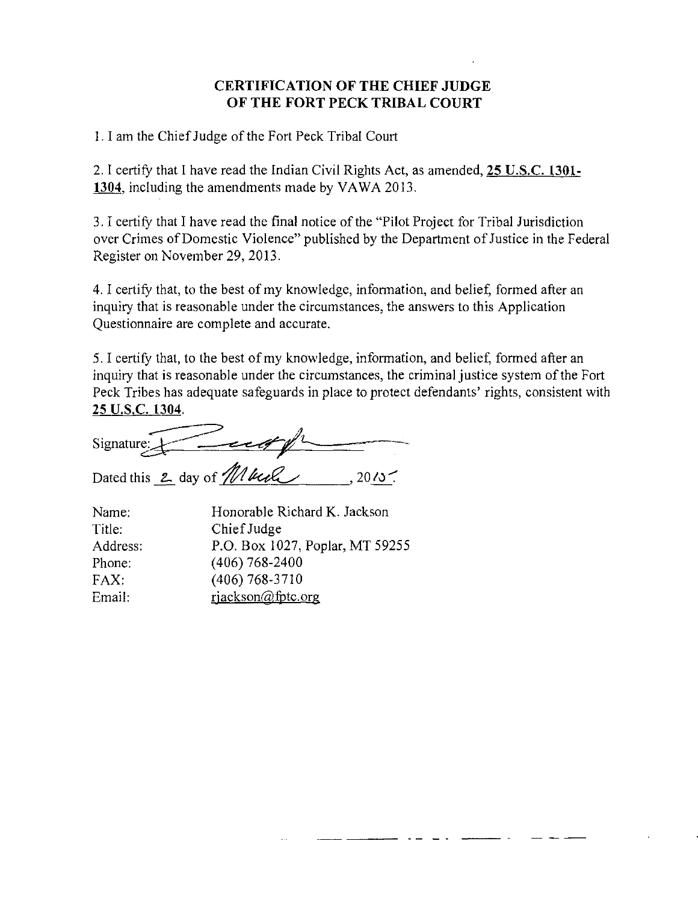## CERTIFICATION OF THE CHIEF JUDGE OF THE FORT PECK TRIBAL COURT

1. I am the Chief Judge of the Fort Peck Tribal Court

2. I certify that I have read the Indian Civil Rights Act, as amended, **25 U.S.C. 1301-1304**, including the amendments made by VAWA 2013.

3. I certify that I have read the final notice of the "Pilot Project for Tribal Jurisdiction over Crimes of Domestic Violence" published by the Department of Justice in the Federal Register on November 29, 2013.

4. I certify that, to the best of my knowledge, information, and belief, formed after an inquiry that is reasonable under the circumstances, the answers to this Application Questionnaire are complete and accurate.

5. I certify that, to the best of my knowledge, information, and belief, formed after an inquiry that is reasonable under the circumstances, the criminal justice system of the Fort Peck Tribes has adequate safeguards in place to protect defendants' rights, consistent with **25 U.S.C. 1304**.

Signature: [signature]

Dated this 2 day of March, 2015.

| | |
|---|---|
| Name: | Honorable Richard K. Jackson |
| Title: | Chief Judge |
| Address: | P.O. Box 1027, Poplar, MT 59255 |
| Phone: | (406) 768-2400 |
| FAX: | (406) 768-3710 |
| Email: | rjackson@fptc.org |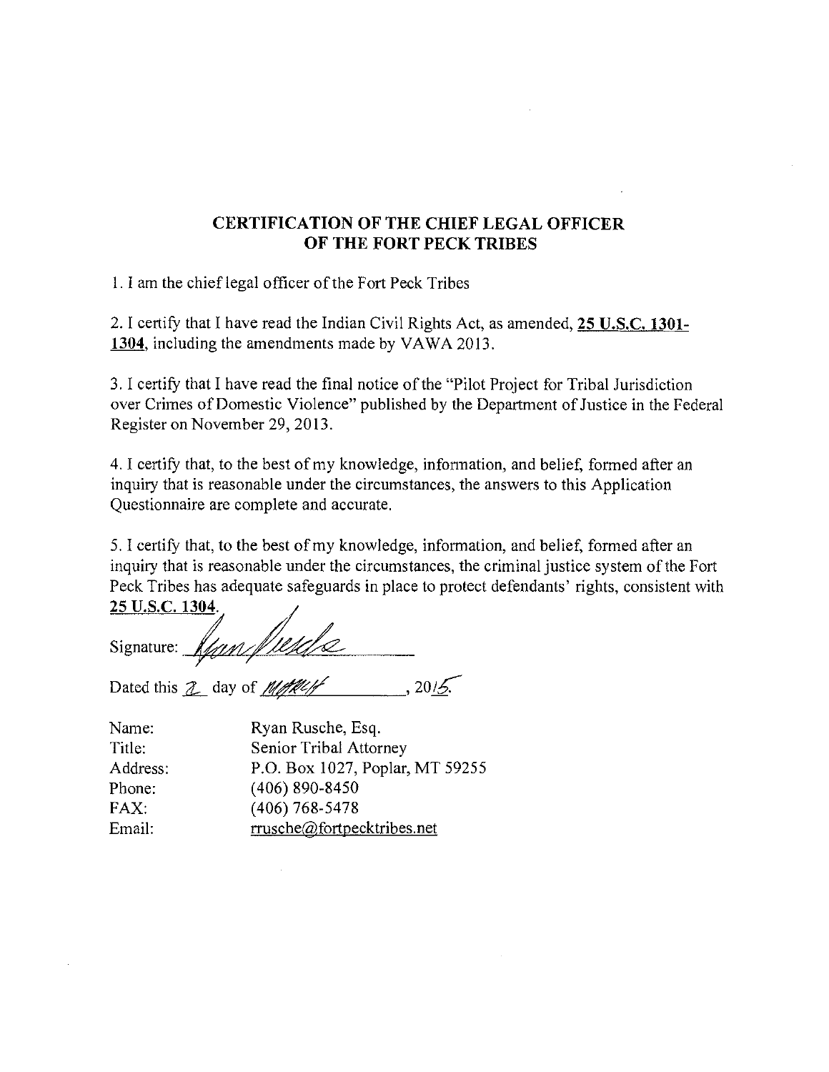# CERTIFICATION OF THE CHIEF LEGAL OFFICER OF THE FORT PECK TRIBES

1. I am the chief legal officer of the Fort Peck Tribes

2. I certify that I have read the Indian Civil Rights Act, as amended, **25 U.S.C. 1301-1304**, including the amendments made by VAWA 2013.

3. I certify that I have read the final notice of the "Pilot Project for Tribal Jurisdiction over Crimes of Domestic Violence" published by the Department of Justice in the Federal Register on November 29, 2013.

4. I certify that, to the best of my knowledge, information, and belief, formed after an inquiry that is reasonable under the circumstances, the answers to this Application Questionnaire are complete and accurate.

5. I certify that, to the best of my knowledge, information, and belief, formed after an inquiry that is reasonable under the circumstances, the criminal justice system of the Fort Peck Tribes has adequate safeguards in place to protect defendants' rights, consistent with **25 U.S.C. 1304**.

Signature: ______________________

Dated this 2 day of March, 2015.

| | |
|---|---|
| Name: | Ryan Rusche, Esq. |
| Title: | Senior Tribal Attorney |
| Address: | P.O. Box 1027, Poplar, MT 59255 |
| Phone: | (406) 890-8450 |
| FAX: | (406) 768-5478 |
| Email: | rrusche@fortpecktribes.net |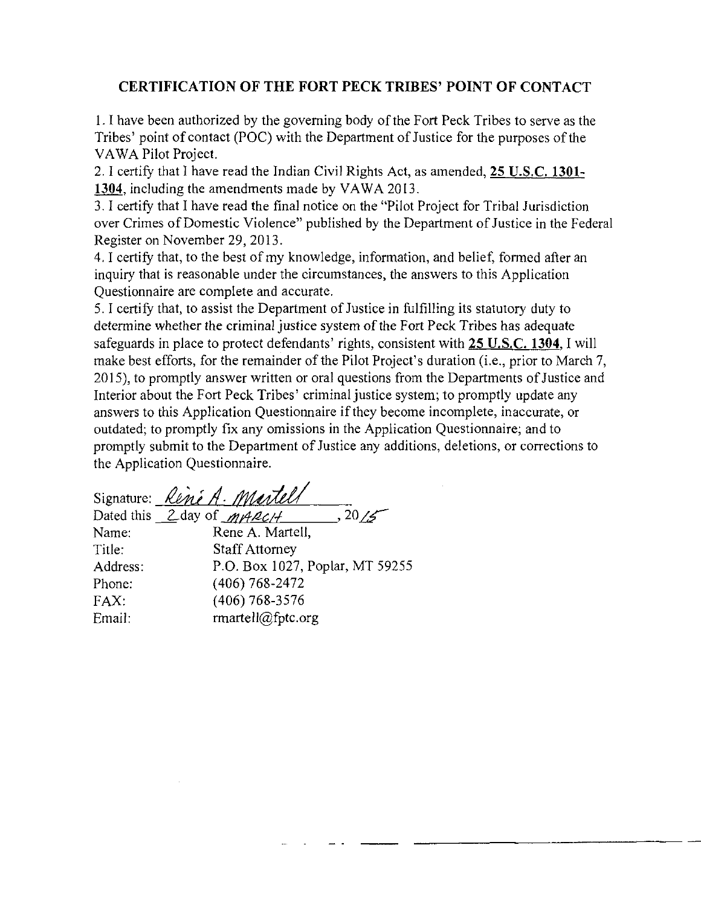## CERTIFICATION OF THE FORT PECK TRIBES' POINT OF CONTACT

1. I have been authorized by the governing body of the Fort Peck Tribes to serve as the Tribes' point of contact (POC) with the Department of Justice for the purposes of the VAWA Pilot Project.
2. I certify that I have read the Indian Civil Rights Act, as amended, **25 U.S.C. 1301-1304**, including the amendments made by VAWA 2013.
3. I certify that I have read the final notice on the "Pilot Project for Tribal Jurisdiction over Crimes of Domestic Violence" published by the Department of Justice in the Federal Register on November 29, 2013.
4. I certify that, to the best of my knowledge, information, and belief, formed after an inquiry that is reasonable under the circumstances, the answers to this Application Questionnaire are complete and accurate.
5. I certify that, to assist the Department of Justice in fulfilling its statutory duty to determine whether the criminal justice system of the Fort Peck Tribes has adequate safeguards in place to protect defendants' rights, consistent with **25 U.S.C. 1304**, I will make best efforts, for the remainder of the Pilot Project's duration (i.e., prior to March 7, 2015), to promptly answer written or oral questions from the Departments of Justice and Interior about the Fort Peck Tribes' criminal justice system; to promptly update any answers to this Application Questionnaire if they become incomplete, inaccurate, or outdated; to promptly fix any omissions in the Application Questionnaire; and to promptly submit to the Department of Justice any additions, deletions, or corrections to the Application Questionnaire.

Signature: _René A. Martell_

Dated this _2_ day of _MARCH_, 20_15_

| | |
|---|---|
| Name: | Rene A. Martell, |
| Title: | Staff Attorney |
| Address: | P.O. Box 1027, Poplar, MT 59255 |
| Phone: | (406) 768-2472 |
| FAX: | (406) 768-3576 |
| Email: | rmartell@fptc.org |